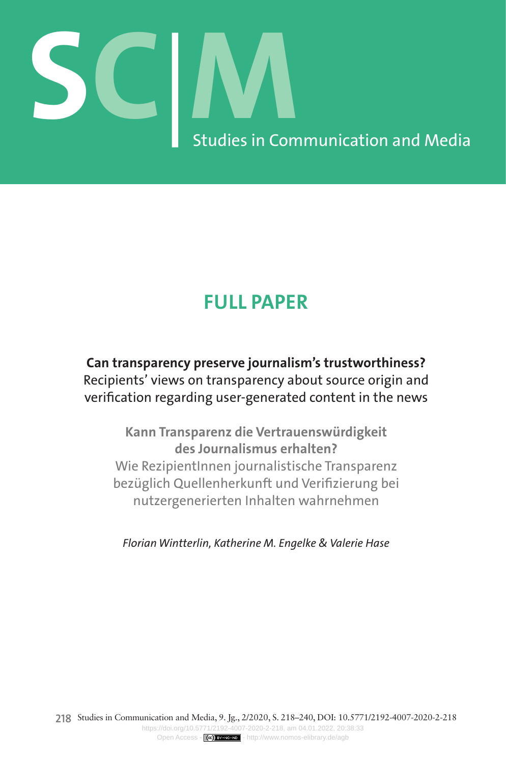# SC|M Studies in Communication and Media

## FULL PAPER

**Can transparency preserve journalism's trustworthiness?**
Recipients' views on transparency about source origin and verification regarding user-generated content in the news

**Kann Transparenz die Vertrauenswürdigkeit des Journalismus erhalten?**
Wie RezipientInnen journalistische Transparenz bezüglich Quellenherkunft und Verifizierung bei nutzergenerierten Inhalten wahrnehmen

*Florian Wintterlin, Katherine M. Engelke & Valerie Hase*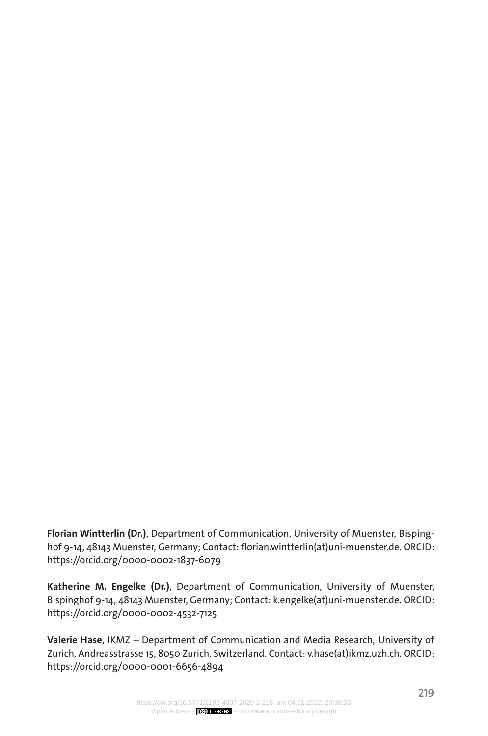**Florian Wintterlin (Dr.)**, Department of Communication, University of Muenster, Bispinghof 9-14, 48143 Muenster, Germany; Contact: florian.wintterlin(at)uni-muenster.de. ORCID: https://orcid.org/0000-0002-1837-6079

**Katherine M. Engelke (Dr.)**, Department of Communication, University of Muenster, Bispinghof 9-14, 48143 Muenster, Germany; Contact: k.engelke(at)uni-muenster.de. ORCID: https://orcid.org/0000-0002-4532-7125

**Valerie Hase**, IKMZ – Department of Communication and Media Research, University of Zurich, Andreasstrasse 15, 8050 Zurich, Switzerland. Contact: v.hase(at)ikmz.uzh.ch. ORCID: https://orcid.org/0000-0001-6656-4894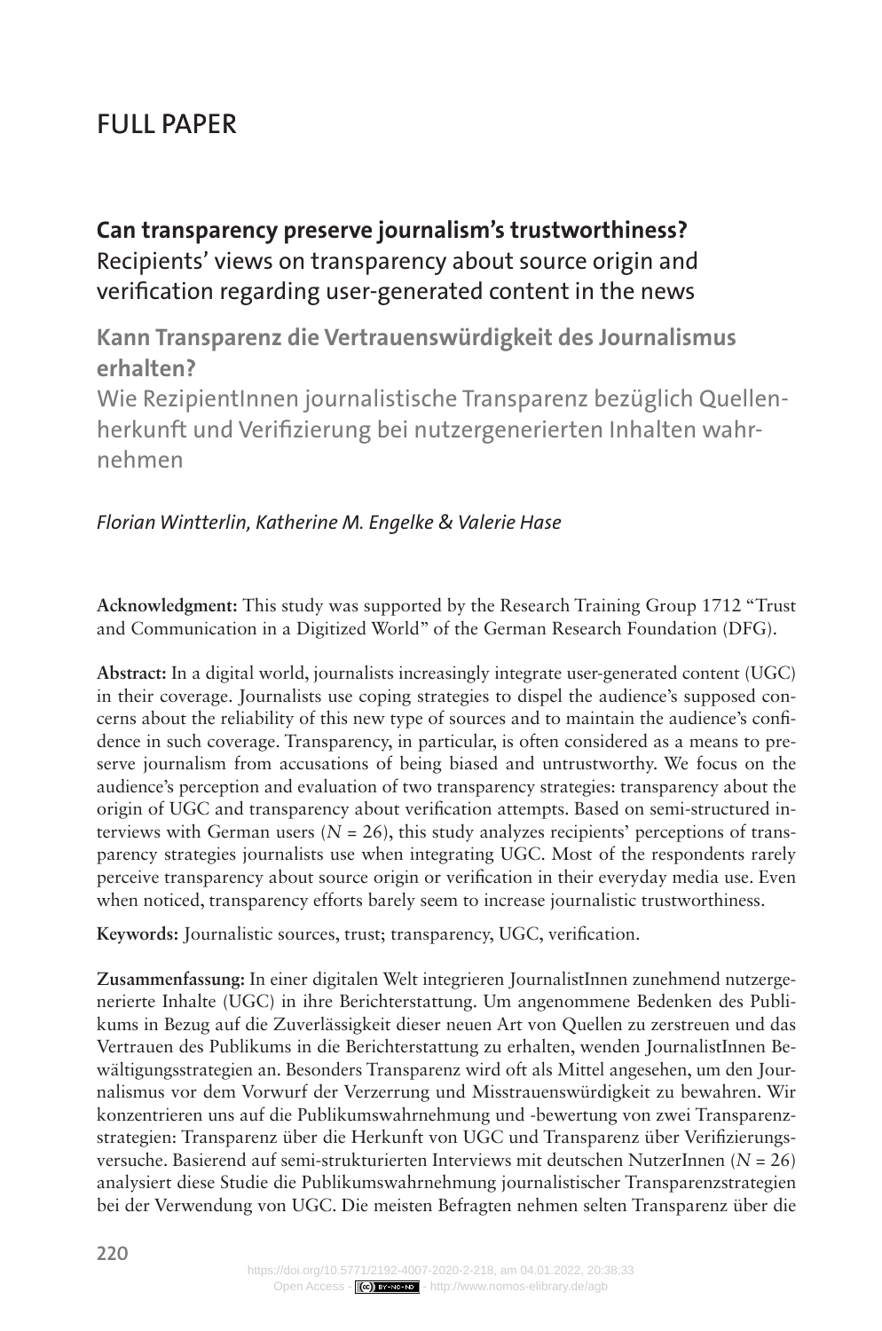FULL PAPER

# Can transparency preserve journalism's trustworthiness?

Recipients' views on transparency about source origin and verification regarding user-generated content in the news

## Kann Transparenz die Vertrauenswürdigkeit des Journalismus erhalten?

Wie RezipientInnen journalistische Transparenz bezüglich Quellenherkunft und Verifizierung bei nutzergenerierten Inhalten wahrnehmen

*Florian Wintterlin, Katherine M. Engelke & Valerie Hase*

**Acknowledgment:** This study was supported by the Research Training Group 1712 "Trust and Communication in a Digitized World" of the German Research Foundation (DFG).

**Abstract:** In a digital world, journalists increasingly integrate user-generated content (UGC) in their coverage. Journalists use coping strategies to dispel the audience's supposed concerns about the reliability of this new type of sources and to maintain the audience's confidence in such coverage. Transparency, in particular, is often considered as a means to preserve journalism from accusations of being biased and untrustworthy. We focus on the audience's perception and evaluation of two transparency strategies: transparency about the origin of UGC and transparency about verification attempts. Based on semi-structured interviews with German users (*N* = 26), this study analyzes recipients' perceptions of transparency strategies journalists use when integrating UGC. Most of the respondents rarely perceive transparency about source origin or verification in their everyday media use. Even when noticed, transparency efforts barely seem to increase journalistic trustworthiness.

**Keywords:** Journalistic sources, trust; transparency, UGC, verification.

**Zusammenfassung:** In einer digitalen Welt integrieren JournalistInnen zunehmend nutzergenerierte Inhalte (UGC) in ihre Berichterstattung. Um angenommene Bedenken des Publikums in Bezug auf die Zuverlässigkeit dieser neuen Art von Quellen zu zerstreuen und das Vertrauen des Publikums in die Berichterstattung zu erhalten, wenden JournalistInnen Bewältigungsstrategien an. Besonders Transparenz wird oft als Mittel angesehen, um den Journalismus vor dem Vorwurf der Verzerrung und Misstrauenswürdigkeit zu bewahren. Wir konzentrieren uns auf die Publikumswahrnehmung und -bewertung von zwei Transparenzstrategien: Transparenz über die Herkunft von UGC und Transparenz über Verifizierungsversuche. Basierend auf semi-strukturierten Interviews mit deutschen NutzerInnen (*N* = 26) analysiert diese Studie die Publikumswahrnehmung journalistischer Transparenzstrategien bei der Verwendung von UGC. Die meisten Befragten nehmen selten Transparenz über die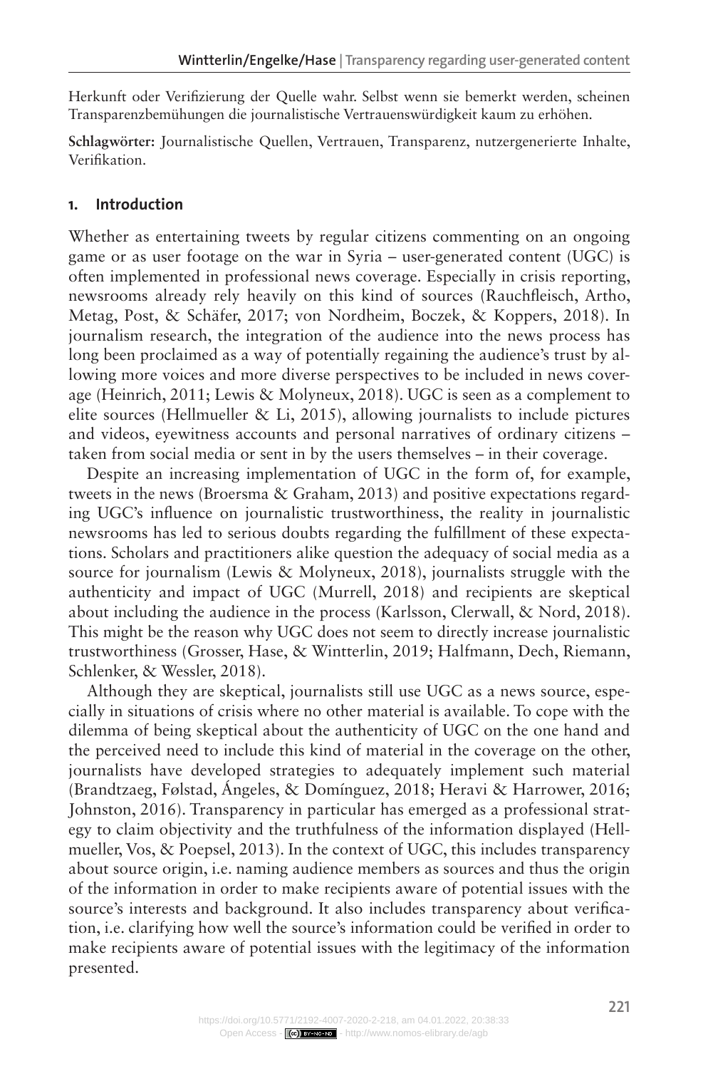Herkunft oder Verifizierung der Quelle wahr. Selbst wenn sie bemerkt werden, scheinen Transparenzbemühungen die journalistische Vertrauenswürdigkeit kaum zu erhöhen.

**Schlagwörter:** Journalistische Quellen, Vertrauen, Transparenz, nutzergenerierte Inhalte, Verifikation.

## 1. Introduction

Whether as entertaining tweets by regular citizens commenting on an ongoing game or as user footage on the war in Syria – user-generated content (UGC) is often implemented in professional news coverage. Especially in crisis reporting, newsrooms already rely heavily on this kind of sources (Rauchfleisch, Artho, Metag, Post, & Schäfer, 2017; von Nordheim, Boczek, & Koppers, 2018). In journalism research, the integration of the audience into the news process has long been proclaimed as a way of potentially regaining the audience's trust by allowing more voices and more diverse perspectives to be included in news coverage (Heinrich, 2011; Lewis & Molyneux, 2018). UGC is seen as a complement to elite sources (Hellmueller & Li, 2015), allowing journalists to include pictures and videos, eyewitness accounts and personal narratives of ordinary citizens – taken from social media or sent in by the users themselves – in their coverage.

Despite an increasing implementation of UGC in the form of, for example, tweets in the news (Broersma & Graham, 2013) and positive expectations regarding UGC's influence on journalistic trustworthiness, the reality in journalistic newsrooms has led to serious doubts regarding the fulfillment of these expectations. Scholars and practitioners alike question the adequacy of social media as a source for journalism (Lewis & Molyneux, 2018), journalists struggle with the authenticity and impact of UGC (Murrell, 2018) and recipients are skeptical about including the audience in the process (Karlsson, Clerwall, & Nord, 2018). This might be the reason why UGC does not seem to directly increase journalistic trustworthiness (Grosser, Hase, & Wintterlin, 2019; Halfmann, Dech, Riemann, Schlenker, & Wessler, 2018).

Although they are skeptical, journalists still use UGC as a news source, especially in situations of crisis where no other material is available. To cope with the dilemma of being skeptical about the authenticity of UGC on the one hand and the perceived need to include this kind of material in the coverage on the other, journalists have developed strategies to adequately implement such material (Brandtzaeg, Følstad, Ángeles, & Domínguez, 2018; Heravi & Harrower, 2016; Johnston, 2016). Transparency in particular has emerged as a professional strategy to claim objectivity and the truthfulness of the information displayed (Hellmueller, Vos, & Poepsel, 2013). In the context of UGC, this includes transparency about source origin, i.e. naming audience members as sources and thus the origin of the information in order to make recipients aware of potential issues with the source's interests and background. It also includes transparency about verification, i.e. clarifying how well the source's information could be verified in order to make recipients aware of potential issues with the legitimacy of the information presented.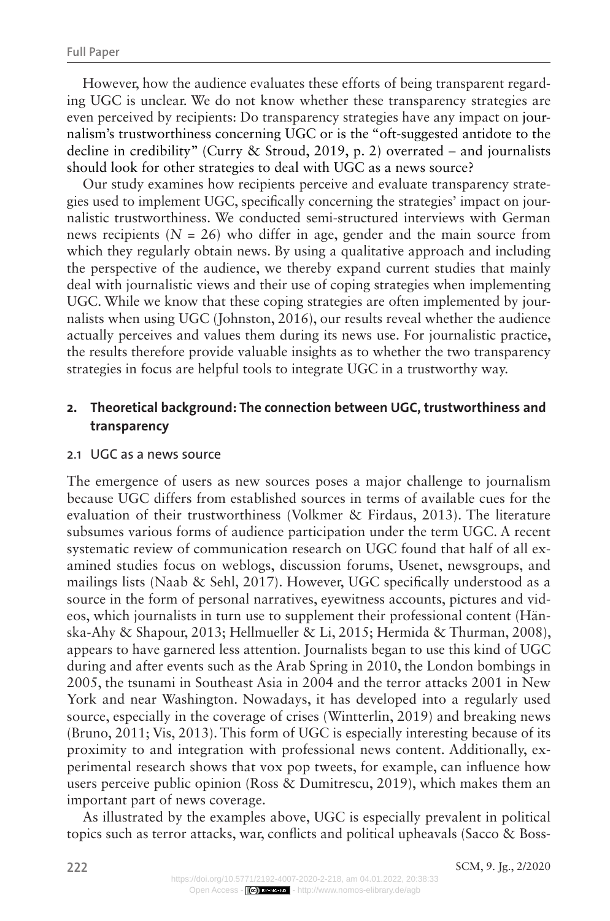However, how the audience evaluates these efforts of being transparent regarding UGC is unclear. We do not know whether these transparency strategies are even perceived by recipients: Do transparency strategies have any impact on journalism's trustworthiness concerning UGC or is the "oft-suggested antidote to the decline in credibility" (Curry & Stroud, 2019, p. 2) overrated – and journalists should look for other strategies to deal with UGC as a news source?

Our study examines how recipients perceive and evaluate transparency strategies used to implement UGC, specifically concerning the strategies' impact on journalistic trustworthiness. We conducted semi-structured interviews with German news recipients ($N$ = 26) who differ in age, gender and the main source from which they regularly obtain news. By using a qualitative approach and including the perspective of the audience, we thereby expand current studies that mainly deal with journalistic views and their use of coping strategies when implementing UGC. While we know that these coping strategies are often implemented by journalists when using UGC (Johnston, 2016), our results reveal whether the audience actually perceives and values them during its news use. For journalistic practice, the results therefore provide valuable insights as to whether the two transparency strategies in focus are helpful tools to integrate UGC in a trustworthy way.

## 2. Theoretical background: The connection between UGC, trustworthiness and transparency

### 2.1 UGC as a news source

The emergence of users as new sources poses a major challenge to journalism because UGC differs from established sources in terms of available cues for the evaluation of their trustworthiness (Volkmer & Firdaus, 2013). The literature subsumes various forms of audience participation under the term UGC. A recent systematic review of communication research on UGC found that half of all examined studies focus on weblogs, discussion forums, Usenet, newsgroups, and mailings lists (Naab & Sehl, 2017). However, UGC specifically understood as a source in the form of personal narratives, eyewitness accounts, pictures and videos, which journalists in turn use to supplement their professional content (Hänska-Ahy & Shapour, 2013; Hellmueller & Li, 2015; Hermida & Thurman, 2008), appears to have garnered less attention. Journalists began to use this kind of UGC during and after events such as the Arab Spring in 2010, the London bombings in 2005, the tsunami in Southeast Asia in 2004 and the terror attacks 2001 in New York and near Washington. Nowadays, it has developed into a regularly used source, especially in the coverage of crises (Wintterlin, 2019) and breaking news (Bruno, 2011; Vis, 2013). This form of UGC is especially interesting because of its proximity to and integration with professional news content. Additionally, experimental research shows that vox pop tweets, for example, can influence how users perceive public opinion (Ross & Dumitrescu, 2019), which makes them an important part of news coverage.

As illustrated by the examples above, UGC is especially prevalent in political topics such as terror attacks, war, conflicts and political upheavals (Sacco & Boss-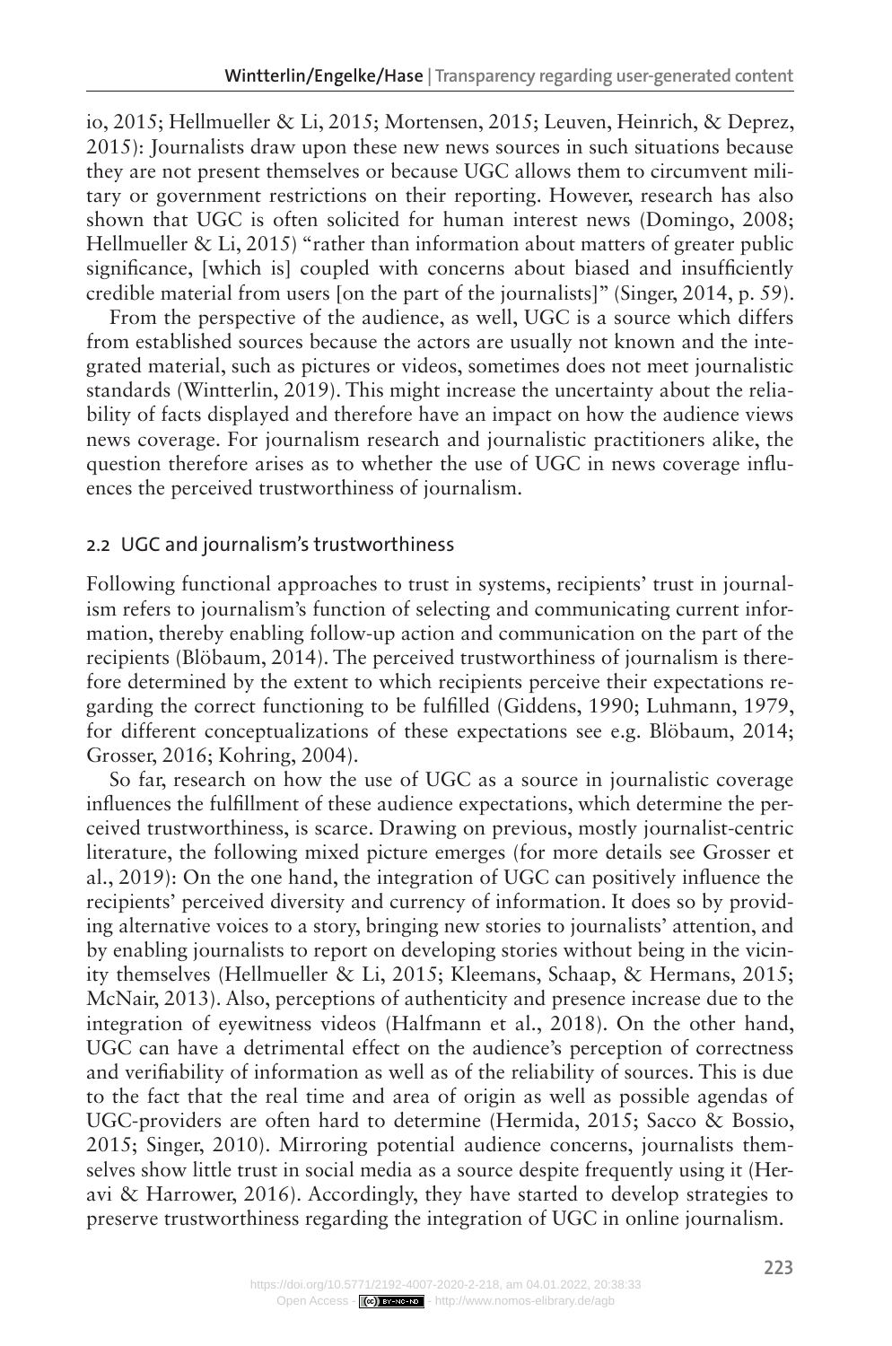io, 2015; Hellmueller & Li, 2015; Mortensen, 2015; Leuven, Heinrich, & Deprez, 2015): Journalists draw upon these new news sources in such situations because they are not present themselves or because UGC allows them to circumvent military or government restrictions on their reporting. However, research has also shown that UGC is often solicited for human interest news (Domingo, 2008; Hellmueller & Li, 2015) "rather than information about matters of greater public significance, [which is] coupled with concerns about biased and insufficiently credible material from users [on the part of the journalists]" (Singer, 2014, p. 59).

From the perspective of the audience, as well, UGC is a source which differs from established sources because the actors are usually not known and the integrated material, such as pictures or videos, sometimes does not meet journalistic standards (Wintterlin, 2019). This might increase the uncertainty about the reliability of facts displayed and therefore have an impact on how the audience views news coverage. For journalism research and journalistic practitioners alike, the question therefore arises as to whether the use of UGC in news coverage influences the perceived trustworthiness of journalism.

## 2.2 UGC and journalism's trustworthiness

Following functional approaches to trust in systems, recipients' trust in journalism refers to journalism's function of selecting and communicating current information, thereby enabling follow-up action and communication on the part of the recipients (Blöbaum, 2014). The perceived trustworthiness of journalism is therefore determined by the extent to which recipients perceive their expectations regarding the correct functioning to be fulfilled (Giddens, 1990; Luhmann, 1979, for different conceptualizations of these expectations see e.g. Blöbaum, 2014; Grosser, 2016; Kohring, 2004).

So far, research on how the use of UGC as a source in journalistic coverage influences the fulfillment of these audience expectations, which determine the perceived trustworthiness, is scarce. Drawing on previous, mostly journalist-centric literature, the following mixed picture emerges (for more details see Grosser et al., 2019): On the one hand, the integration of UGC can positively influence the recipients' perceived diversity and currency of information. It does so by providing alternative voices to a story, bringing new stories to journalists' attention, and by enabling journalists to report on developing stories without being in the vicinity themselves (Hellmueller & Li, 2015; Kleemans, Schaap, & Hermans, 2015; McNair, 2013). Also, perceptions of authenticity and presence increase due to the integration of eyewitness videos (Halfmann et al., 2018). On the other hand, UGC can have a detrimental effect on the audience's perception of correctness and verifiability of information as well as of the reliability of sources. This is due to the fact that the real time and area of origin as well as possible agendas of UGC-providers are often hard to determine (Hermida, 2015; Sacco & Bossio, 2015; Singer, 2010). Mirroring potential audience concerns, journalists themselves show little trust in social media as a source despite frequently using it (Heravi & Harrower, 2016). Accordingly, they have started to develop strategies to preserve trustworthiness regarding the integration of UGC in online journalism.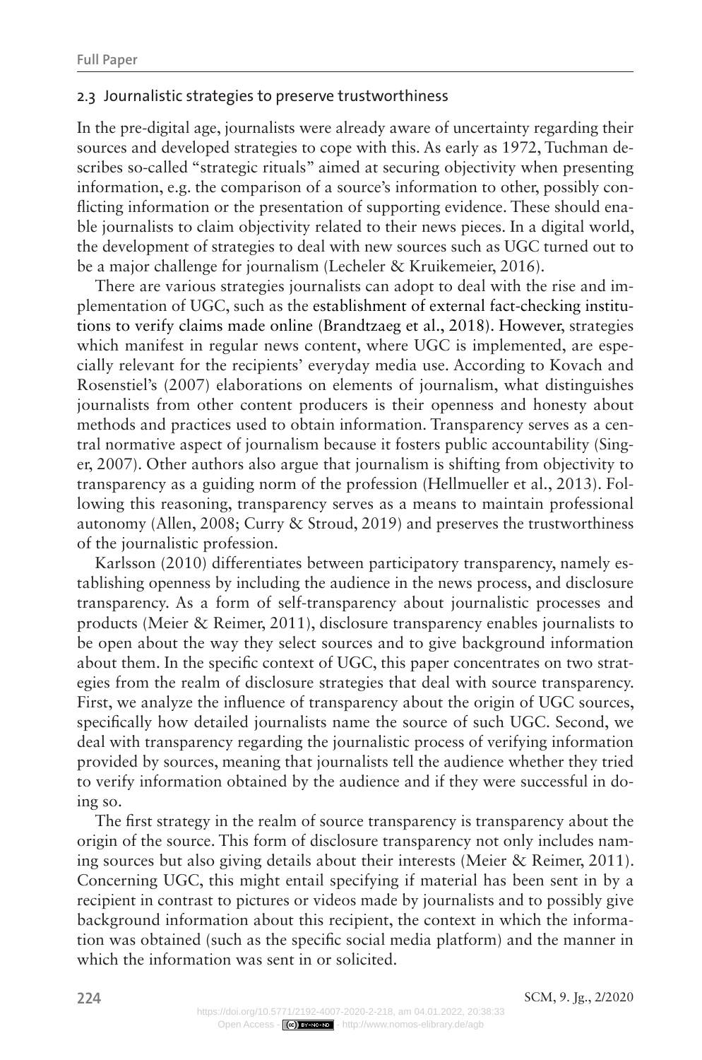## 2.3 Journalistic strategies to preserve trustworthiness

In the pre-digital age, journalists were already aware of uncertainty regarding their sources and developed strategies to cope with this. As early as 1972, Tuchman describes so-called "strategic rituals" aimed at securing objectivity when presenting information, e.g. the comparison of a source's information to other, possibly conflicting information or the presentation of supporting evidence. These should enable journalists to claim objectivity related to their news pieces. In a digital world, the development of strategies to deal with new sources such as UGC turned out to be a major challenge for journalism (Lecheler & Kruikemeier, 2016).

There are various strategies journalists can adopt to deal with the rise and implementation of UGC, such as the establishment of external fact-checking institutions to verify claims made online (Brandtzaeg et al., 2018). However, strategies which manifest in regular news content, where UGC is implemented, are especially relevant for the recipients' everyday media use. According to Kovach and Rosenstiel's (2007) elaborations on elements of journalism, what distinguishes journalists from other content producers is their openness and honesty about methods and practices used to obtain information. Transparency serves as a central normative aspect of journalism because it fosters public accountability (Singer, 2007). Other authors also argue that journalism is shifting from objectivity to transparency as a guiding norm of the profession (Hellmueller et al., 2013). Following this reasoning, transparency serves as a means to maintain professional autonomy (Allen, 2008; Curry & Stroud, 2019) and preserves the trustworthiness of the journalistic profession.

Karlsson (2010) differentiates between participatory transparency, namely establishing openness by including the audience in the news process, and disclosure transparency. As a form of self-transparency about journalistic processes and products (Meier & Reimer, 2011), disclosure transparency enables journalists to be open about the way they select sources and to give background information about them. In the specific context of UGC, this paper concentrates on two strategies from the realm of disclosure strategies that deal with source transparency. First, we analyze the influence of transparency about the origin of UGC sources, specifically how detailed journalists name the source of such UGC. Second, we deal with transparency regarding the journalistic process of verifying information provided by sources, meaning that journalists tell the audience whether they tried to verify information obtained by the audience and if they were successful in doing so.

The first strategy in the realm of source transparency is transparency about the origin of the source. This form of disclosure transparency not only includes naming sources but also giving details about their interests (Meier & Reimer, 2011). Concerning UGC, this might entail specifying if material has been sent in by a recipient in contrast to pictures or videos made by journalists and to possibly give background information about this recipient, the context in which the information was obtained (such as the specific social media platform) and the manner in which the information was sent in or solicited.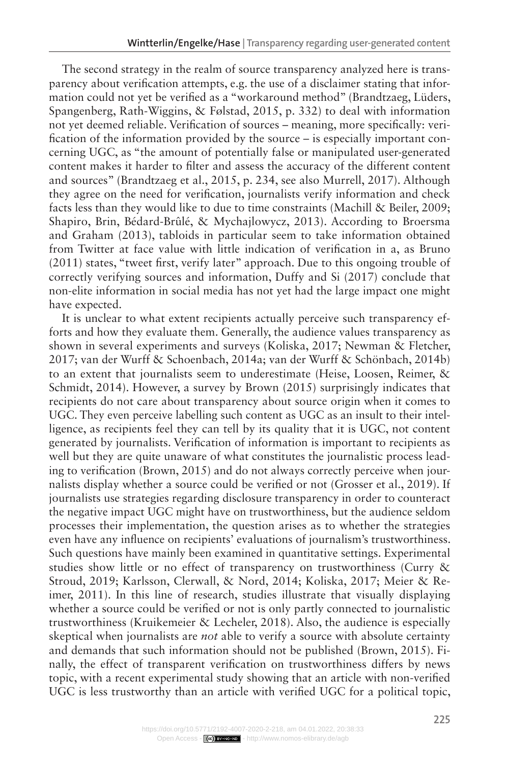The second strategy in the realm of source transparency analyzed here is transparency about verification attempts, e.g. the use of a disclaimer stating that information could not yet be verified as a "workaround method" (Brandtzaeg, Lüders, Spangenberg, Rath-Wiggins, & Følstad, 2015, p. 332) to deal with information not yet deemed reliable. Verification of sources – meaning, more specifically: verification of the information provided by the source – is especially important concerning UGC, as "the amount of potentially false or manipulated user-generated content makes it harder to filter and assess the accuracy of the different content and sources" (Brandtzaeg et al., 2015, p. 234, see also Murrell, 2017). Although they agree on the need for verification, journalists verify information and check facts less than they would like to due to time constraints (Machill & Beiler, 2009; Shapiro, Brin, Bédard-Brûlé, & Mychajlowycz, 2013). According to Broersma and Graham (2013), tabloids in particular seem to take information obtained from Twitter at face value with little indication of verification in a, as Bruno (2011) states, "tweet first, verify later" approach. Due to this ongoing trouble of correctly verifying sources and information, Duffy and Si (2017) conclude that non-elite information in social media has not yet had the large impact one might have expected.

It is unclear to what extent recipients actually perceive such transparency efforts and how they evaluate them. Generally, the audience values transparency as shown in several experiments and surveys (Koliska, 2017; Newman & Fletcher, 2017; van der Wurff & Schoenbach, 2014a; van der Wurff & Schönbach, 2014b) to an extent that journalists seem to underestimate (Heise, Loosen, Reimer, & Schmidt, 2014). However, a survey by Brown (2015) surprisingly indicates that recipients do not care about transparency about source origin when it comes to UGC. They even perceive labelling such content as UGC as an insult to their intelligence, as recipients feel they can tell by its quality that it is UGC, not content generated by journalists. Verification of information is important to recipients as well but they are quite unaware of what constitutes the journalistic process leading to verification (Brown, 2015) and do not always correctly perceive when journalists display whether a source could be verified or not (Grosser et al., 2019). If journalists use strategies regarding disclosure transparency in order to counteract the negative impact UGC might have on trustworthiness, but the audience seldom processes their implementation, the question arises as to whether the strategies even have any influence on recipients' evaluations of journalism's trustworthiness. Such questions have mainly been examined in quantitative settings. Experimental studies show little or no effect of transparency on trustworthiness (Curry & Stroud, 2019; Karlsson, Clerwall, & Nord, 2014; Koliska, 2017; Meier & Reimer, 2011). In this line of research, studies illustrate that visually displaying whether a source could be verified or not is only partly connected to journalistic trustworthiness (Kruikemeier & Lecheler, 2018). Also, the audience is especially skeptical when journalists are *not* able to verify a source with absolute certainty and demands that such information should not be published (Brown, 2015). Finally, the effect of transparent verification on trustworthiness differs by news topic, with a recent experimental study showing that an article with non-verified UGC is less trustworthy than an article with verified UGC for a political topic,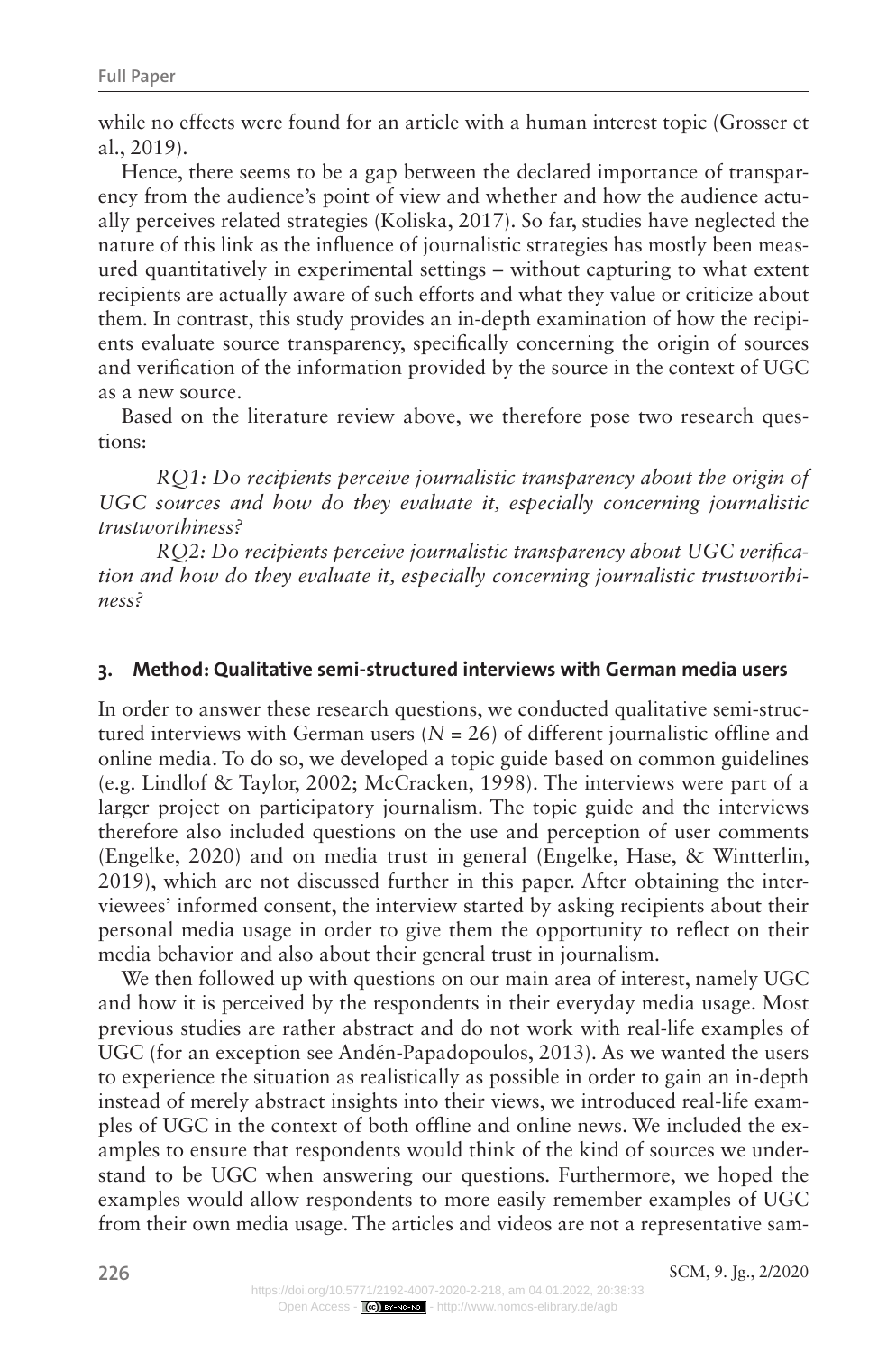while no effects were found for an article with a human interest topic (Grosser et al., 2019).

Hence, there seems to be a gap between the declared importance of transparency from the audience's point of view and whether and how the audience actually perceives related strategies (Koliska, 2017). So far, studies have neglected the nature of this link as the influence of journalistic strategies has mostly been measured quantitatively in experimental settings – without capturing to what extent recipients are actually aware of such efforts and what they value or criticize about them. In contrast, this study provides an in-depth examination of how the recipients evaluate source transparency, specifically concerning the origin of sources and verification of the information provided by the source in the context of UGC as a new source.

Based on the literature review above, we therefore pose two research questions:

*RQ1: Do recipients perceive journalistic transparency about the origin of UGC sources and how do they evaluate it, especially concerning journalistic trustworthiness?*

*RQ2: Do recipients perceive journalistic transparency about UGC verification and how do they evaluate it, especially concerning journalistic trustworthiness?*

## 3. Method: Qualitative semi-structured interviews with German media users

In order to answer these research questions, we conducted qualitative semi-structured interviews with German users ($N = 26$) of different journalistic offline and online media. To do so, we developed a topic guide based on common guidelines (e.g. Lindlof & Taylor, 2002; McCracken, 1998). The interviews were part of a larger project on participatory journalism. The topic guide and the interviews therefore also included questions on the use and perception of user comments (Engelke, 2020) and on media trust in general (Engelke, Hase, & Wintterlin, 2019), which are not discussed further in this paper. After obtaining the interviewees' informed consent, the interview started by asking recipients about their personal media usage in order to give them the opportunity to reflect on their media behavior and also about their general trust in journalism.

We then followed up with questions on our main area of interest, namely UGC and how it is perceived by the respondents in their everyday media usage. Most previous studies are rather abstract and do not work with real-life examples of UGC (for an exception see Andén-Papadopoulos, 2013). As we wanted the users to experience the situation as realistically as possible in order to gain an in-depth instead of merely abstract insights into their views, we introduced real-life examples of UGC in the context of both offline and online news. We included the examples to ensure that respondents would think of the kind of sources we understand to be UGC when answering our questions. Furthermore, we hoped the examples would allow respondents to more easily remember examples of UGC from their own media usage. The articles and videos are not a representative sam-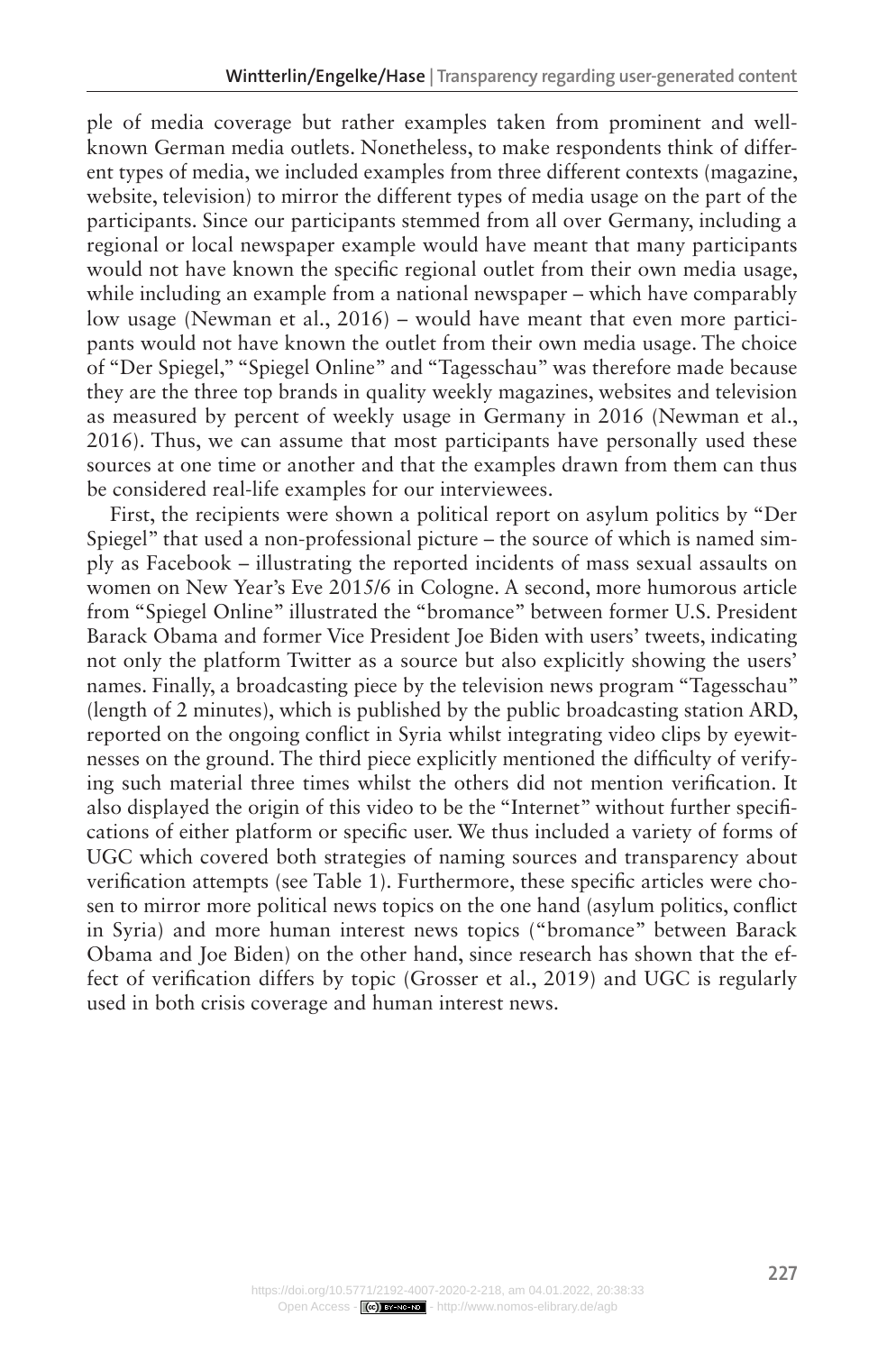ple of media coverage but rather examples taken from prominent and well-known German media outlets. Nonetheless, to make respondents think of different types of media, we included examples from three different contexts (magazine, website, television) to mirror the different types of media usage on the part of the participants. Since our participants stemmed from all over Germany, including a regional or local newspaper example would have meant that many participants would not have known the specific regional outlet from their own media usage, while including an example from a national newspaper – which have comparably low usage (Newman et al., 2016) – would have meant that even more participants would not have known the outlet from their own media usage. The choice of "Der Spiegel," "Spiegel Online" and "Tagesschau" was therefore made because they are the three top brands in quality weekly magazines, websites and television as measured by percent of weekly usage in Germany in 2016 (Newman et al., 2016). Thus, we can assume that most participants have personally used these sources at one time or another and that the examples drawn from them can thus be considered real-life examples for our interviewees.

First, the recipients were shown a political report on asylum politics by "Der Spiegel" that used a non-professional picture – the source of which is named simply as Facebook – illustrating the reported incidents of mass sexual assaults on women on New Year's Eve 2015/6 in Cologne. A second, more humorous article from "Spiegel Online" illustrated the "bromance" between former U.S. President Barack Obama and former Vice President Joe Biden with users' tweets, indicating not only the platform Twitter as a source but also explicitly showing the users' names. Finally, a broadcasting piece by the television news program "Tagesschau" (length of 2 minutes), which is published by the public broadcasting station ARD, reported on the ongoing conflict in Syria whilst integrating video clips by eyewitnesses on the ground. The third piece explicitly mentioned the difficulty of verifying such material three times whilst the others did not mention verification. It also displayed the origin of this video to be the "Internet" without further specifications of either platform or specific user. We thus included a variety of forms of UGC which covered both strategies of naming sources and transparency about verification attempts (see Table 1). Furthermore, these specific articles were chosen to mirror more political news topics on the one hand (asylum politics, conflict in Syria) and more human interest news topics ("bromance" between Barack Obama and Joe Biden) on the other hand, since research has shown that the effect of verification differs by topic (Grosser et al., 2019) and UGC is regularly used in both crisis coverage and human interest news.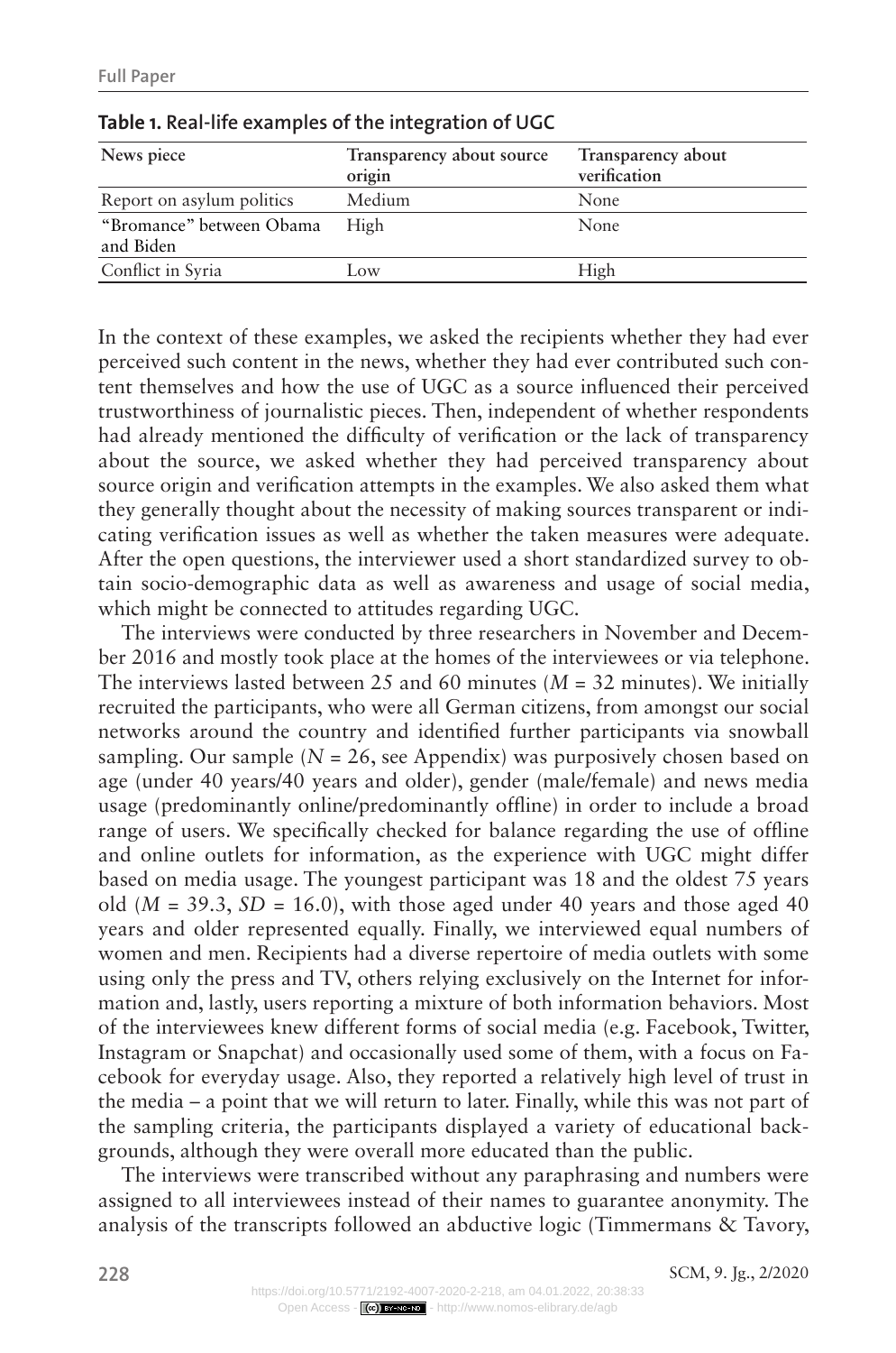**Table 1. Real-life examples of the integration of UGC**

| News piece | Transparency about source origin | Transparency about verification |
|---|---|---|
| Report on asylum politics | Medium | None |
| "Bromance" between Obama and Biden | High | None |
| Conflict in Syria | Low | High |

In the context of these examples, we asked the recipients whether they had ever perceived such content in the news, whether they had ever contributed such content themselves and how the use of UGC as a source influenced their perceived trustworthiness of journalistic pieces. Then, independent of whether respondents had already mentioned the difficulty of verification or the lack of transparency about the source, we asked whether they had perceived transparency about source origin and verification attempts in the examples. We also asked them what they generally thought about the necessity of making sources transparent or indicating verification issues as well as whether the taken measures were adequate. After the open questions, the interviewer used a short standardized survey to obtain socio-demographic data as well as awareness and usage of social media, which might be connected to attitudes regarding UGC.

The interviews were conducted by three researchers in November and December 2016 and mostly took place at the homes of the interviewees or via telephone. The interviews lasted between 25 and 60 minutes ($M$ = 32 minutes). We initially recruited the participants, who were all German citizens, from amongst our social networks around the country and identified further participants via snowball sampling. Our sample ($N$ = 26, see Appendix) was purposively chosen based on age (under 40 years/40 years and older), gender (male/female) and news media usage (predominantly online/predominantly offline) in order to include a broad range of users. We specifically checked for balance regarding the use of offline and online outlets for information, as the experience with UGC might differ based on media usage. The youngest participant was 18 and the oldest 75 years old ($M$ = 39.3, $SD$ = 16.0), with those aged under 40 years and those aged 40 years and older represented equally. Finally, we interviewed equal numbers of women and men. Recipients had a diverse repertoire of media outlets with some using only the press and TV, others relying exclusively on the Internet for information and, lastly, users reporting a mixture of both information behaviors. Most of the interviewees knew different forms of social media (e.g. Facebook, Twitter, Instagram or Snapchat) and occasionally used some of them, with a focus on Facebook for everyday usage. Also, they reported a relatively high level of trust in the media – a point that we will return to later. Finally, while this was not part of the sampling criteria, the participants displayed a variety of educational backgrounds, although they were overall more educated than the public.

The interviews were transcribed without any paraphrasing and numbers were assigned to all interviewees instead of their names to guarantee anonymity. The analysis of the transcripts followed an abductive logic (Timmermans & Tavory,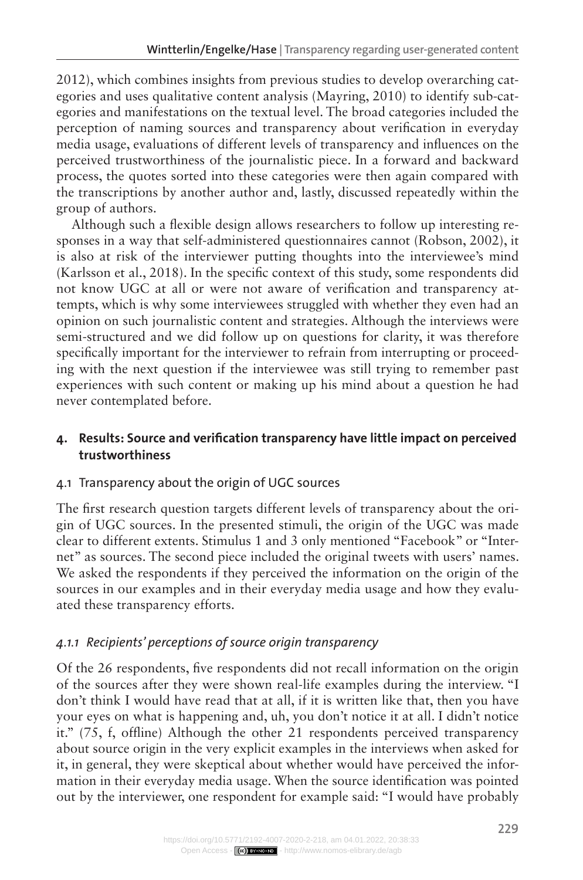2012), which combines insights from previous studies to develop overarching categories and uses qualitative content analysis (Mayring, 2010) to identify sub-categories and manifestations on the textual level. The broad categories included the perception of naming sources and transparency about verification in everyday media usage, evaluations of different levels of transparency and influences on the perceived trustworthiness of the journalistic piece. In a forward and backward process, the quotes sorted into these categories were then again compared with the transcriptions by another author and, lastly, discussed repeatedly within the group of authors.

Although such a flexible design allows researchers to follow up interesting responses in a way that self-administered questionnaires cannot (Robson, 2002), it is also at risk of the interviewer putting thoughts into the interviewee's mind (Karlsson et al., 2018). In the specific context of this study, some respondents did not know UGC at all or were not aware of verification and transparency attempts, which is why some interviewees struggled with whether they even had an opinion on such journalistic content and strategies. Although the interviews were semi-structured and we did follow up on questions for clarity, it was therefore specifically important for the interviewer to refrain from interrupting or proceeding with the next question if the interviewee was still trying to remember past experiences with such content or making up his mind about a question he had never contemplated before.

## 4. Results: Source and verification transparency have little impact on perceived trustworthiness

### 4.1 Transparency about the origin of UGC sources

The first research question targets different levels of transparency about the origin of UGC sources. In the presented stimuli, the origin of the UGC was made clear to different extents. Stimulus 1 and 3 only mentioned "Facebook" or "Internet" as sources. The second piece included the original tweets with users' names. We asked the respondents if they perceived the information on the origin of the sources in our examples and in their everyday media usage and how they evaluated these transparency efforts.

#### *4.1.1 Recipients' perceptions of source origin transparency*

Of the 26 respondents, five respondents did not recall information on the origin of the sources after they were shown real-life examples during the interview. "I don't think I would have read that at all, if it is written like that, then you have your eyes on what is happening and, uh, you don't notice it at all. I didn't notice it." (75, f, offline) Although the other 21 respondents perceived transparency about source origin in the very explicit examples in the interviews when asked for it, in general, they were skeptical about whether would have perceived the information in their everyday media usage. When the source identification was pointed out by the interviewer, one respondent for example said: "I would have probably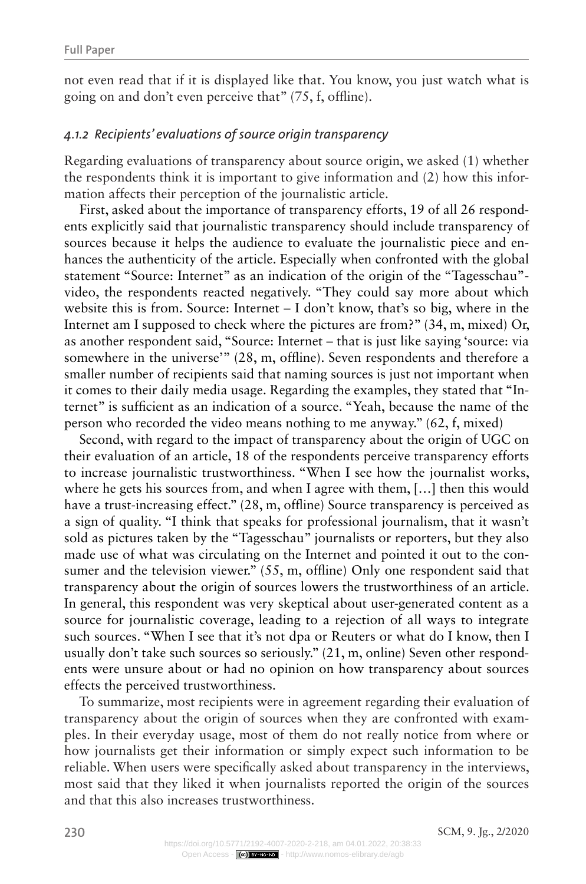not even read that if it is displayed like that. You know, you just watch what is going on and don't even perceive that" (75, f, offline).

#### *4.1.2 Recipients' evaluations of source origin transparency*

Regarding evaluations of transparency about source origin, we asked (1) whether the respondents think it is important to give information and (2) how this information affects their perception of the journalistic article.

First, asked about the importance of transparency efforts, 19 of all 26 respondents explicitly said that journalistic transparency should include transparency of sources because it helps the audience to evaluate the journalistic piece and enhances the authenticity of the article. Especially when confronted with the global statement "Source: Internet" as an indication of the origin of the "Tagesschau"-video, the respondents reacted negatively. "They could say more about which website this is from. Source: Internet – I don't know, that's so big, where in the Internet am I supposed to check where the pictures are from?" (34, m, mixed) Or, as another respondent said, "Source: Internet – that is just like saying 'source: via somewhere in the universe'" (28, m, offline). Seven respondents and therefore a smaller number of recipients said that naming sources is just not important when it comes to their daily media usage. Regarding the examples, they stated that "Internet" is sufficient as an indication of a source. "Yeah, because the name of the person who recorded the video means nothing to me anyway." (62, f, mixed)

Second, with regard to the impact of transparency about the origin of UGC on their evaluation of an article, 18 of the respondents perceive transparency efforts to increase journalistic trustworthiness. "When I see how the journalist works, where he gets his sources from, and when I agree with them, […] then this would have a trust-increasing effect." (28, m, offline) Source transparency is perceived as a sign of quality. "I think that speaks for professional journalism, that it wasn't sold as pictures taken by the "Tagesschau" journalists or reporters, but they also made use of what was circulating on the Internet and pointed it out to the consumer and the television viewer." (55, m, offline) Only one respondent said that transparency about the origin of sources lowers the trustworthiness of an article. In general, this respondent was very skeptical about user-generated content as a source for journalistic coverage, leading to a rejection of all ways to integrate such sources. "When I see that it's not dpa or Reuters or what do I know, then I usually don't take such sources so seriously." (21, m, online) Seven other respondents were unsure about or had no opinion on how transparency about sources effects the perceived trustworthiness.

To summarize, most recipients were in agreement regarding their evaluation of transparency about the origin of sources when they are confronted with examples. In their everyday usage, most of them do not really notice from where or how journalists get their information or simply expect such information to be reliable. When users were specifically asked about transparency in the interviews, most said that they liked it when journalists reported the origin of the sources and that this also increases trustworthiness.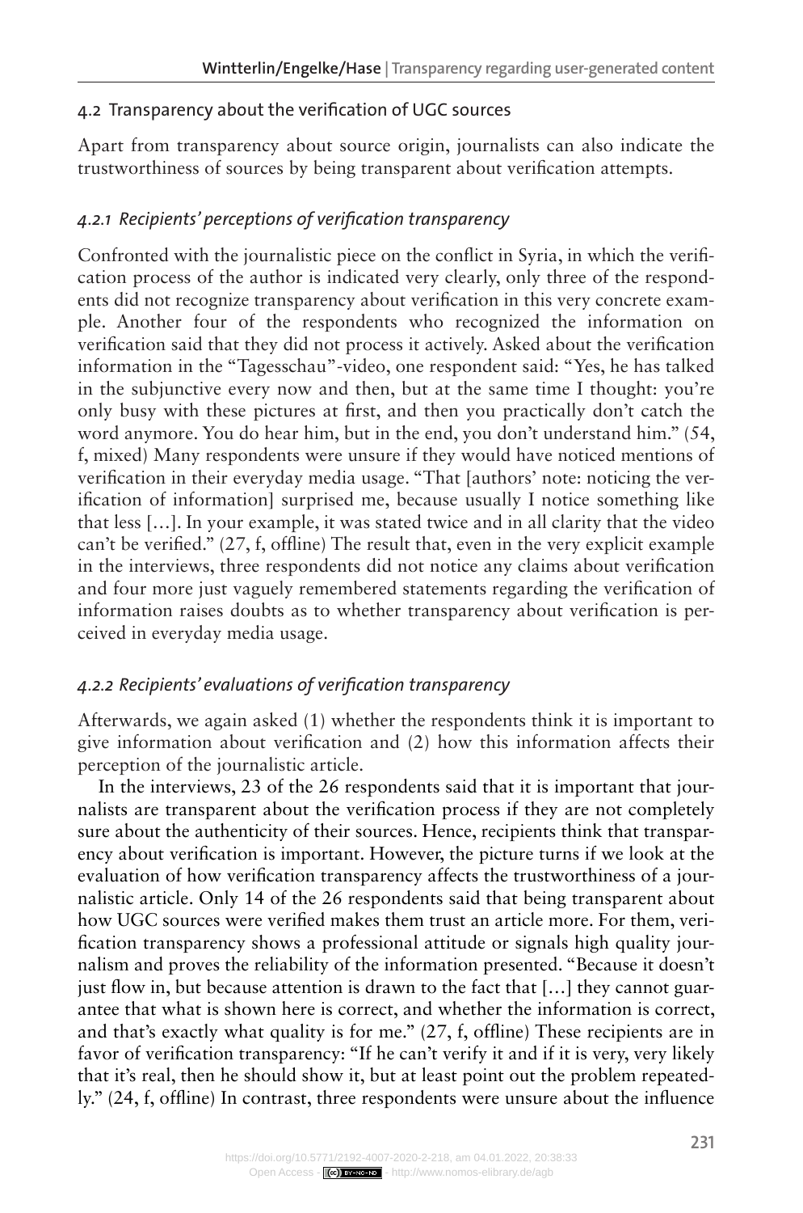## 4.2 Transparency about the verification of UGC sources

Apart from transparency about source origin, journalists can also indicate the trustworthiness of sources by being transparent about verification attempts.

### *4.2.1 Recipients' perceptions of verification transparency*

Confronted with the journalistic piece on the conflict in Syria, in which the verification process of the author is indicated very clearly, only three of the respondents did not recognize transparency about verification in this very concrete example. Another four of the respondents who recognized the information on verification said that they did not process it actively. Asked about the verification information in the "Tagesschau"-video, one respondent said: "Yes, he has talked in the subjunctive every now and then, but at the same time I thought: you're only busy with these pictures at first, and then you practically don't catch the word anymore. You do hear him, but in the end, you don't understand him." (54, f, mixed) Many respondents were unsure if they would have noticed mentions of verification in their everyday media usage. "That [authors' note: noticing the verification of information] surprised me, because usually I notice something like that less […]. In your example, it was stated twice and in all clarity that the video can't be verified." (27, f, offline) The result that, even in the very explicit example in the interviews, three respondents did not notice any claims about verification and four more just vaguely remembered statements regarding the verification of information raises doubts as to whether transparency about verification is perceived in everyday media usage.

### *4.2.2 Recipients' evaluations of verification transparency*

Afterwards, we again asked (1) whether the respondents think it is important to give information about verification and (2) how this information affects their perception of the journalistic article.

In the interviews, 23 of the 26 respondents said that it is important that journalists are transparent about the verification process if they are not completely sure about the authenticity of their sources. Hence, recipients think that transparency about verification is important. However, the picture turns if we look at the evaluation of how verification transparency affects the trustworthiness of a journalistic article. Only 14 of the 26 respondents said that being transparent about how UGC sources were verified makes them trust an article more. For them, verification transparency shows a professional attitude or signals high quality journalism and proves the reliability of the information presented. "Because it doesn't just flow in, but because attention is drawn to the fact that […] they cannot guarantee that what is shown here is correct, and whether the information is correct, and that's exactly what quality is for me." (27, f, offline) These recipients are in favor of verification transparency: "If he can't verify it and if it is very, very likely that it's real, then he should show it, but at least point out the problem repeatedly." (24, f, offline) In contrast, three respondents were unsure about the influence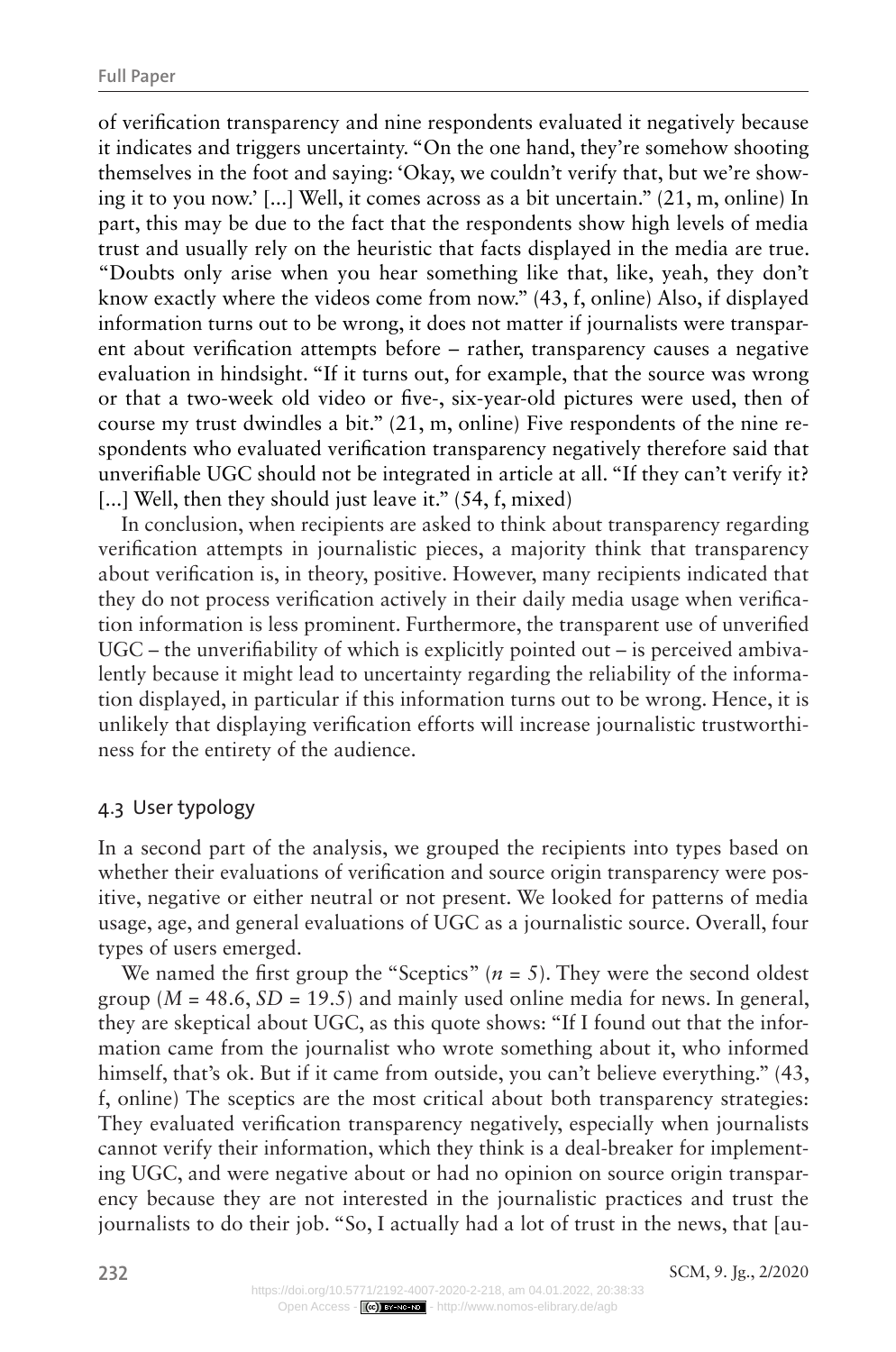of verification transparency and nine respondents evaluated it negatively because it indicates and triggers uncertainty. "On the one hand, they're somehow shooting themselves in the foot and saying: 'Okay, we couldn't verify that, but we're showing it to you now.' [...] Well, it comes across as a bit uncertain." (21, m, online) In part, this may be due to the fact that the respondents show high levels of media trust and usually rely on the heuristic that facts displayed in the media are true. "Doubts only arise when you hear something like that, like, yeah, they don't know exactly where the videos come from now." (43, f, online) Also, if displayed information turns out to be wrong, it does not matter if journalists were transparent about verification attempts before – rather, transparency causes a negative evaluation in hindsight. "If it turns out, for example, that the source was wrong or that a two-week old video or five-, six-year-old pictures were used, then of course my trust dwindles a bit." (21, m, online) Five respondents of the nine respondents who evaluated verification transparency negatively therefore said that unverifiable UGC should not be integrated in article at all. "If they can't verify it? [...] Well, then they should just leave it." (54, f, mixed)

In conclusion, when recipients are asked to think about transparency regarding verification attempts in journalistic pieces, a majority think that transparency about verification is, in theory, positive. However, many recipients indicated that they do not process verification actively in their daily media usage when verification information is less prominent. Furthermore, the transparent use of unverified UGC – the unverifiability of which is explicitly pointed out – is perceived ambivalently because it might lead to uncertainty regarding the reliability of the information displayed, in particular if this information turns out to be wrong. Hence, it is unlikely that displaying verification efforts will increase journalistic trustworthiness for the entirety of the audience.

### 4.3 User typology

In a second part of the analysis, we grouped the recipients into types based on whether their evaluations of verification and source origin transparency were positive, negative or either neutral or not present. We looked for patterns of media usage, age, and general evaluations of UGC as a journalistic source. Overall, four types of users emerged.

We named the first group the "Sceptics" ($n = 5$). They were the second oldest group ($M = 48.6$, $SD = 19.5$) and mainly used online media for news. In general, they are skeptical about UGC, as this quote shows: "If I found out that the information came from the journalist who wrote something about it, who informed himself, that's ok. But if it came from outside, you can't believe everything." (43, f, online) The sceptics are the most critical about both transparency strategies: They evaluated verification transparency negatively, especially when journalists cannot verify their information, which they think is a deal-breaker for implementing UGC, and were negative about or had no opinion on source origin transparency because they are not interested in the journalistic practices and trust the journalists to do their job. "So, I actually had a lot of trust in the news, that [au-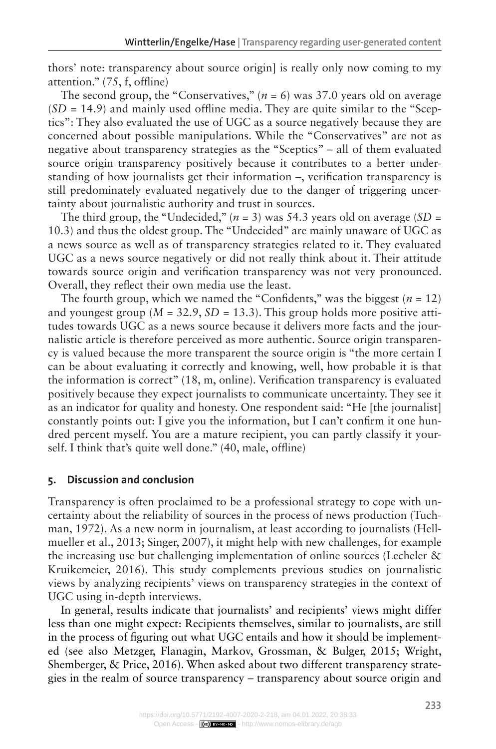thors' note: transparency about source origin] is really only now coming to my attention." (75, f, offline)

The second group, the "Conservatives," ($n$ = 6) was 37.0 years old on average ($SD$ = 14.9) and mainly used offline media. They are quite similar to the "Sceptics": They also evaluated the use of UGC as a source negatively because they are concerned about possible manipulations. While the "Conservatives" are not as negative about transparency strategies as the "Sceptics" – all of them evaluated source origin transparency positively because it contributes to a better understanding of how journalists get their information –, verification transparency is still predominately evaluated negatively due to the danger of triggering uncertainty about journalistic authority and trust in sources.

The third group, the "Undecided," ($n$ = 3) was 54.3 years old on average ($SD$ = 10.3) and thus the oldest group. The "Undecided" are mainly unaware of UGC as a news source as well as of transparency strategies related to it. They evaluated UGC as a news source negatively or did not really think about it. Their attitude towards source origin and verification transparency was not very pronounced. Overall, they reflect their own media use the least.

The fourth group, which we named the "Confidents," was the biggest ($n$ = 12) and youngest group ($M$ = 32.9, $SD$ = 13.3). This group holds more positive attitudes towards UGC as a news source because it delivers more facts and the journalistic article is therefore perceived as more authentic. Source origin transparency is valued because the more transparent the source origin is "the more certain I can be about evaluating it correctly and knowing, well, how probable it is that the information is correct" (18, m, online). Verification transparency is evaluated positively because they expect journalists to communicate uncertainty. They see it as an indicator for quality and honesty. One respondent said: "He [the journalist] constantly points out: I give you the information, but I can't confirm it one hundred percent myself. You are a mature recipient, you can partly classify it yourself. I think that's quite well done." (40, male, offline)

## 5. Discussion and conclusion

Transparency is often proclaimed to be a professional strategy to cope with uncertainty about the reliability of sources in the process of news production (Tuchman, 1972). As a new norm in journalism, at least according to journalists (Hellmueller et al., 2013; Singer, 2007), it might help with new challenges, for example the increasing use but challenging implementation of online sources (Lecheler & Kruikemeier, 2016). This study complements previous studies on journalistic views by analyzing recipients' views on transparency strategies in the context of UGC using in-depth interviews.

In general, results indicate that journalists' and recipients' views might differ less than one might expect: Recipients themselves, similar to journalists, are still in the process of figuring out what UGC entails and how it should be implemented (see also Metzger, Flanagin, Markov, Grossman, & Bulger, 2015; Wright, Shemberger, & Price, 2016). When asked about two different transparency strategies in the realm of source transparency – transparency about source origin and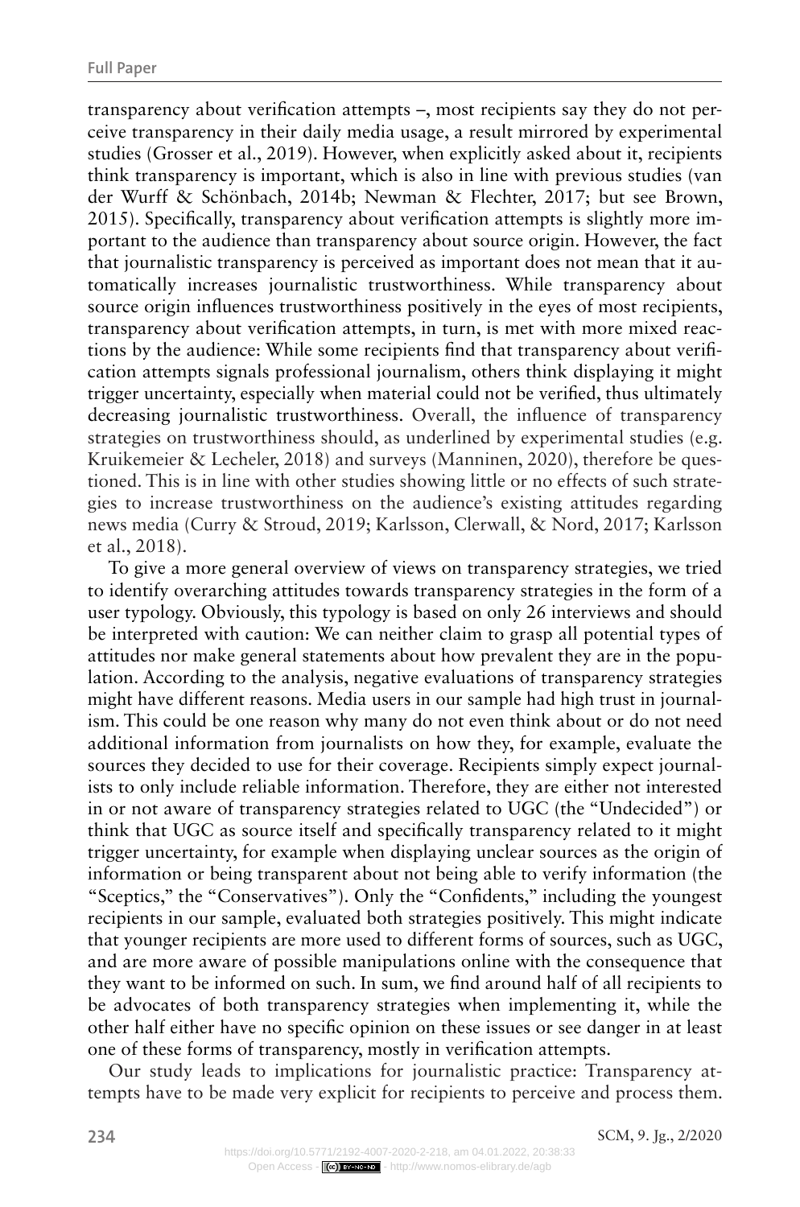transparency about verification attempts –, most recipients say they do not perceive transparency in their daily media usage, a result mirrored by experimental studies (Grosser et al., 2019). However, when explicitly asked about it, recipients think transparency is important, which is also in line with previous studies (van der Wurff & Schönbach, 2014b; Newman & Flechter, 2017; but see Brown, 2015). Specifically, transparency about verification attempts is slightly more important to the audience than transparency about source origin. However, the fact that journalistic transparency is perceived as important does not mean that it automatically increases journalistic trustworthiness. While transparency about source origin influences trustworthiness positively in the eyes of most recipients, transparency about verification attempts, in turn, is met with more mixed reactions by the audience: While some recipients find that transparency about verification attempts signals professional journalism, others think displaying it might trigger uncertainty, especially when material could not be verified, thus ultimately decreasing journalistic trustworthiness. Overall, the influence of transparency strategies on trustworthiness should, as underlined by experimental studies (e.g. Kruikemeier & Lecheler, 2018) and surveys (Manninen, 2020), therefore be questioned. This is in line with other studies showing little or no effects of such strategies to increase trustworthiness on the audience's existing attitudes regarding news media (Curry & Stroud, 2019; Karlsson, Clerwall, & Nord, 2017; Karlsson et al., 2018).

To give a more general overview of views on transparency strategies, we tried to identify overarching attitudes towards transparency strategies in the form of a user typology. Obviously, this typology is based on only 26 interviews and should be interpreted with caution: We can neither claim to grasp all potential types of attitudes nor make general statements about how prevalent they are in the population. According to the analysis, negative evaluations of transparency strategies might have different reasons. Media users in our sample had high trust in journalism. This could be one reason why many do not even think about or do not need additional information from journalists on how they, for example, evaluate the sources they decided to use for their coverage. Recipients simply expect journalists to only include reliable information. Therefore, they are either not interested in or not aware of transparency strategies related to UGC (the "Undecided") or think that UGC as source itself and specifically transparency related to it might trigger uncertainty, for example when displaying unclear sources as the origin of information or being transparent about not being able to verify information (the "Sceptics," the "Conservatives"). Only the "Confidents," including the youngest recipients in our sample, evaluated both strategies positively. This might indicate that younger recipients are more used to different forms of sources, such as UGC, and are more aware of possible manipulations online with the consequence that they want to be informed on such. In sum, we find around half of all recipients to be advocates of both transparency strategies when implementing it, while the other half either have no specific opinion on these issues or see danger in at least one of these forms of transparency, mostly in verification attempts.

Our study leads to implications for journalistic practice: Transparency attempts have to be made very explicit for recipients to perceive and process them.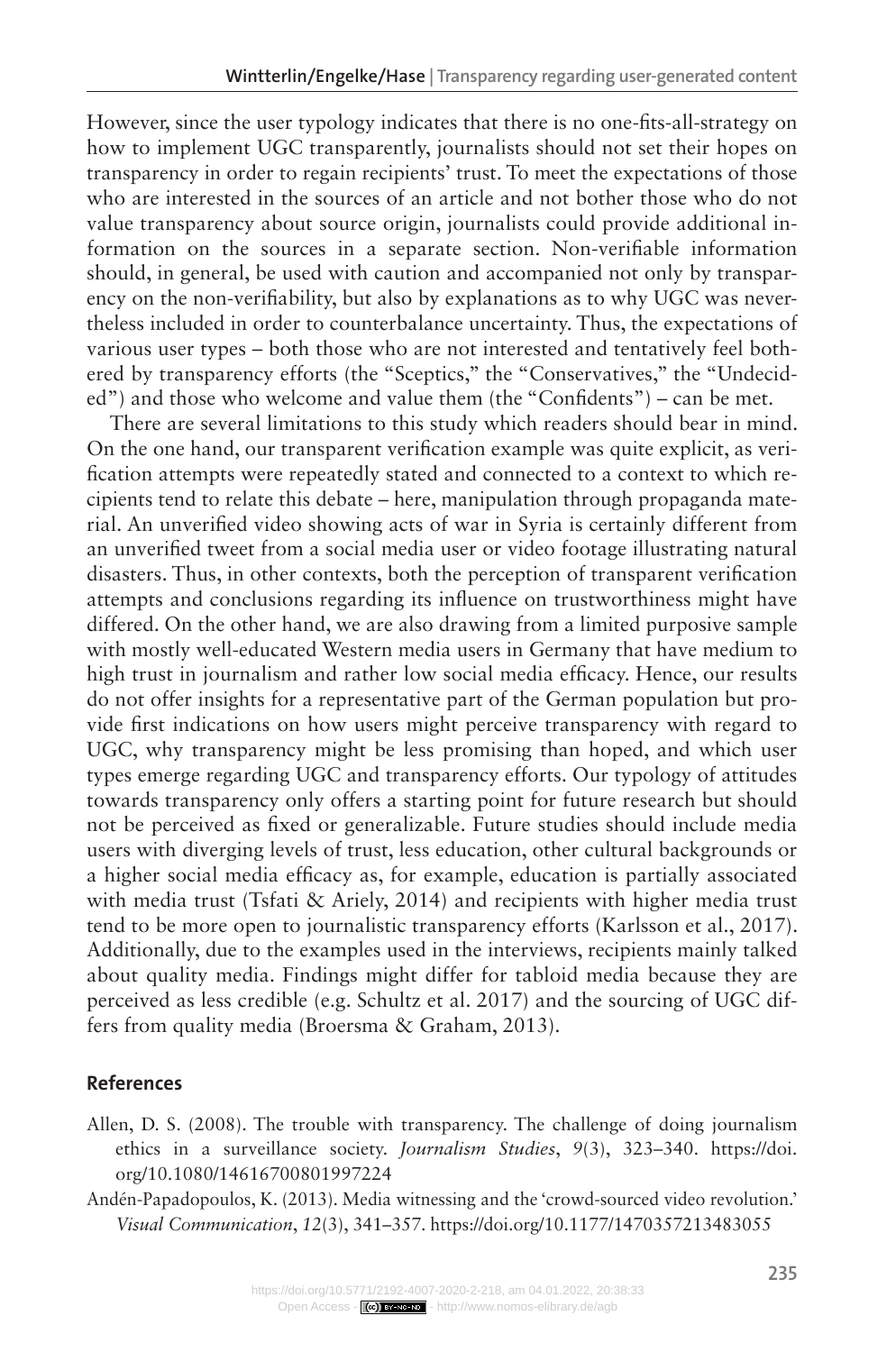However, since the user typology indicates that there is no one-fits-all-strategy on how to implement UGC transparently, journalists should not set their hopes on transparency in order to regain recipients' trust. To meet the expectations of those who are interested in the sources of an article and not bother those who do not value transparency about source origin, journalists could provide additional information on the sources in a separate section. Non-verifiable information should, in general, be used with caution and accompanied not only by transparency on the non-verifiability, but also by explanations as to why UGC was nevertheless included in order to counterbalance uncertainty. Thus, the expectations of various user types – both those who are not interested and tentatively feel bothered by transparency efforts (the "Sceptics," the "Conservatives," the "Undecided") and those who welcome and value them (the "Confidents") – can be met.

There are several limitations to this study which readers should bear in mind. On the one hand, our transparent verification example was quite explicit, as verification attempts were repeatedly stated and connected to a context to which recipients tend to relate this debate – here, manipulation through propaganda material. An unverified video showing acts of war in Syria is certainly different from an unverified tweet from a social media user or video footage illustrating natural disasters. Thus, in other contexts, both the perception of transparent verification attempts and conclusions regarding its influence on trustworthiness might have differed. On the other hand, we are also drawing from a limited purposive sample with mostly well-educated Western media users in Germany that have medium to high trust in journalism and rather low social media efficacy. Hence, our results do not offer insights for a representative part of the German population but provide first indications on how users might perceive transparency with regard to UGC, why transparency might be less promising than hoped, and which user types emerge regarding UGC and transparency efforts. Our typology of attitudes towards transparency only offers a starting point for future research but should not be perceived as fixed or generalizable. Future studies should include media users with diverging levels of trust, less education, other cultural backgrounds or a higher social media efficacy as, for example, education is partially associated with media trust (Tsfati & Ariely, 2014) and recipients with higher media trust tend to be more open to journalistic transparency efforts (Karlsson et al., 2017). Additionally, due to the examples used in the interviews, recipients mainly talked about quality media. Findings might differ for tabloid media because they are perceived as less credible (e.g. Schultz et al. 2017) and the sourcing of UGC differs from quality media (Broersma & Graham, 2013).

## References

Allen, D. S. (2008). The trouble with transparency. The challenge of doing journalism ethics in a surveillance society. *Journalism Studies*, *9*(3), 323–340. https://doi.org/10.1080/14616700801997224

Andén-Papadopoulos, K. (2013). Media witnessing and the 'crowd-sourced video revolution.' *Visual Communication*, *12*(3), 341–357. https://doi.org/10.1177/1470357213483055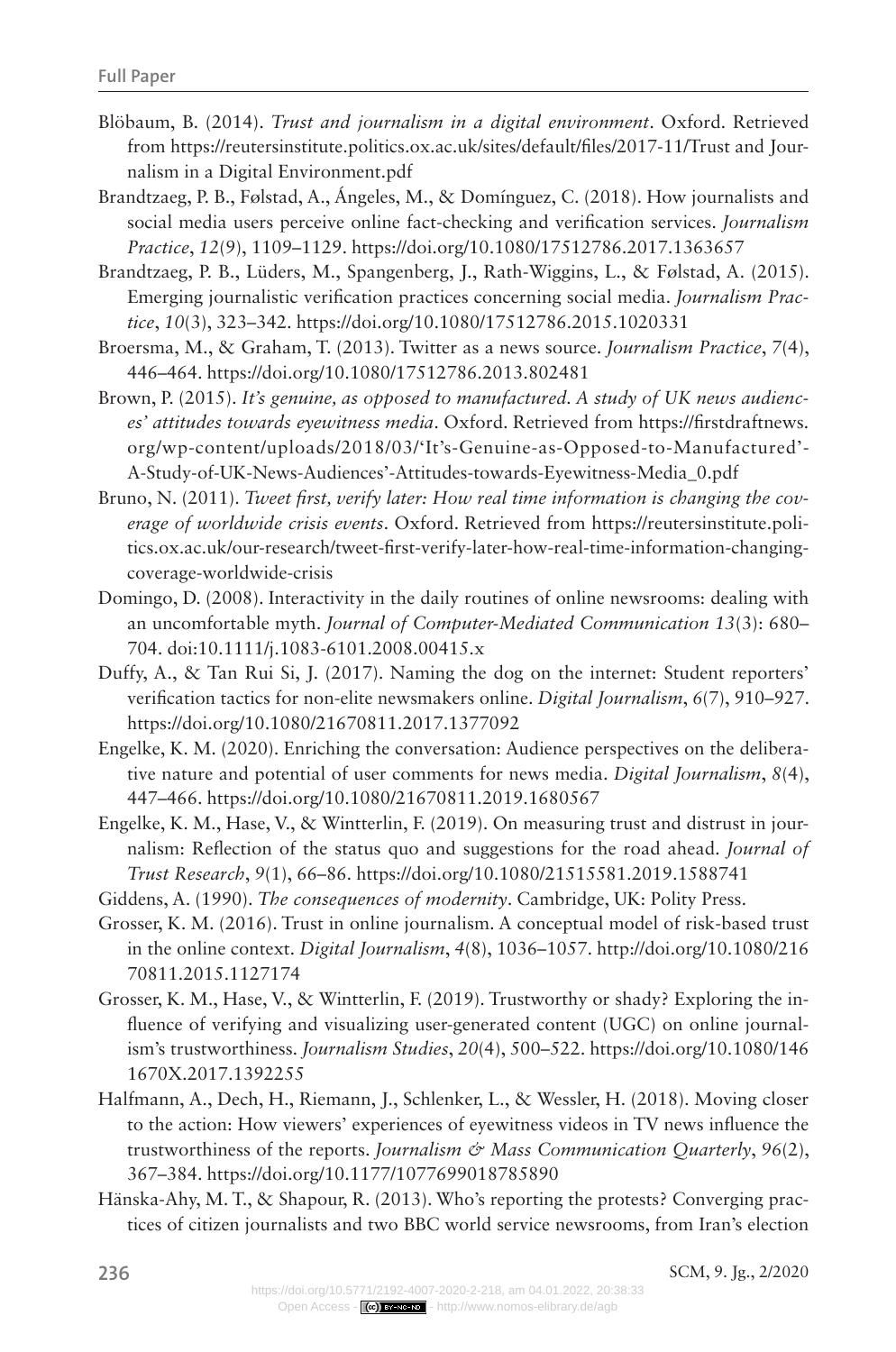Blöbaum, B. (2014). *Trust and journalism in a digital environment*. Oxford. Retrieved from https://reutersinstitute.politics.ox.ac.uk/sites/default/files/2017-11/Trust and Journalism in a Digital Environment.pdf

Brandtzaeg, P. B., Følstad, A., Ángeles, M., & Domínguez, C. (2018). How journalists and social media users perceive online fact-checking and verification services. *Journalism Practice*, *12*(9), 1109–1129. https://doi.org/10.1080/17512786.2017.1363657

Brandtzaeg, P. B., Lüders, M., Spangenberg, J., Rath-Wiggins, L., & Følstad, A. (2015). Emerging journalistic verification practices concerning social media. *Journalism Practice*, *10*(3), 323–342. https://doi.org/10.1080/17512786.2015.1020331

Broersma, M., & Graham, T. (2013). Twitter as a news source. *Journalism Practice*, *7*(4), 446–464. https://doi.org/10.1080/17512786.2013.802481

Brown, P. (2015). *It's genuine, as opposed to manufactured. A study of UK news audiences' attitudes towards eyewitness media*. Oxford. Retrieved from https://firstdraftnews.org/wp-content/uploads/2018/03/'It's-Genuine-as-Opposed-to-Manufactured'-A-Study-of-UK-News-Audiences'-Attitudes-towards-Eyewitness-Media_0.pdf

Bruno, N. (2011). *Tweet first, verify later: How real time information is changing the coverage of worldwide crisis events*. Oxford. Retrieved from https://reutersinstitute.politics.ox.ac.uk/our-research/tweet-first-verify-later-how-real-time-information-changing-coverage-worldwide-crisis

Domingo, D. (2008). Interactivity in the daily routines of online newsrooms: dealing with an uncomfortable myth. *Journal of Computer-Mediated Communication 13*(3): 680–704. doi:10.1111/j.1083-6101.2008.00415.x

Duffy, A., & Tan Rui Si, J. (2017). Naming the dog on the internet: Student reporters' verification tactics for non-elite newsmakers online. *Digital Journalism*, *6*(7), 910–927. https://doi.org/10.1080/21670811.2017.1377092

Engelke, K. M. (2020). Enriching the conversation: Audience perspectives on the deliberative nature and potential of user comments for news media. *Digital Journalism*, *8*(4), 447–466. https://doi.org/10.1080/21670811.2019.1680567

Engelke, K. M., Hase, V., & Wintterlin, F. (2019). On measuring trust and distrust in journalism: Reflection of the status quo and suggestions for the road ahead. *Journal of Trust Research*, *9*(1), 66–86. https://doi.org/10.1080/21515581.2019.1588741

Giddens, A. (1990). *The consequences of modernity*. Cambridge, UK: Polity Press.

Grosser, K. M. (2016). Trust in online journalism. A conceptual model of risk-based trust in the online context. *Digital Journalism*, *4*(8), 1036–1057. http://doi.org/10.1080/21670811.2015.1127174

Grosser, K. M., Hase, V., & Wintterlin, F. (2019). Trustworthy or shady? Exploring the influence of verifying and visualizing user-generated content (UGC) on online journalism's trustworthiness. *Journalism Studies*, *20*(4), 500–522. https://doi.org/10.1080/1461670X.2017.1392255

Halfmann, A., Dech, H., Riemann, J., Schlenker, L., & Wessler, H. (2018). Moving closer to the action: How viewers' experiences of eyewitness videos in TV news influence the trustworthiness of the reports. *Journalism & Mass Communication Quarterly*, *96*(2), 367–384. https://doi.org/10.1177/1077699018785890

Hänska-Ahy, M. T., & Shapour, R. (2013). Who's reporting the protests? Converging practices of citizen journalists and two BBC world service newsrooms, from Iran's election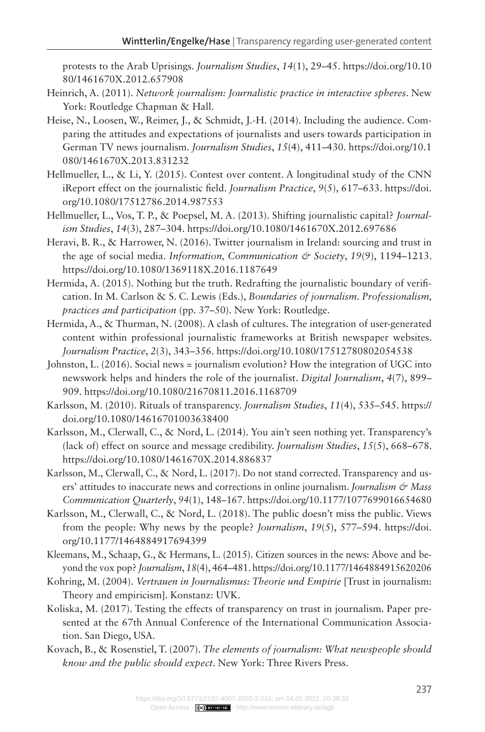protests to the Arab Uprisings. *Journalism Studies*, *14*(1), 29–45. https://doi.org/10.1080/1461670X.2012.657908

Heinrich, A. (2011). *Network journalism: Journalistic practice in interactive spheres*. New York: Routledge Chapman & Hall.

Heise, N., Loosen, W., Reimer, J., & Schmidt, J.-H. (2014). Including the audience. Comparing the attitudes and expectations of journalists and users towards participation in German TV news journalism. *Journalism Studies*, *15*(4), 411–430. https://doi.org/10.1080/1461670X.2013.831232

Hellmueller, L., & Li, Y. (2015). Contest over content. A longitudinal study of the CNN iReport effect on the journalistic field. *Journalism Practice*, *9*(5), 617–633. https://doi.org/10.1080/17512786.2014.987553

Hellmueller, L., Vos, T. P., & Poepsel, M. A. (2013). Shifting journalistic capital? *Journalism Studies*, *14*(3), 287–304. https://doi.org/10.1080/1461670X.2012.697686

Heravi, B. R., & Harrower, N. (2016). Twitter journalism in Ireland: sourcing and trust in the age of social media. *Information, Communication & Society*, *19*(9), 1194–1213. https://doi.org/10.1080/1369118X.2016.1187649

Hermida, A. (2015). Nothing but the truth. Redrafting the journalistic boundary of verification. In M. Carlson & S. C. Lewis (Eds.), *Boundaries of journalism. Professionalism, practices and participation* (pp. 37–50). New York: Routledge.

Hermida, A., & Thurman, N. (2008). A clash of cultures. The integration of user-generated content within professional journalistic frameworks at British newspaper websites. *Journalism Practice*, *2*(3), 343–356. https://doi.org/10.1080/17512780802054538

Johnston, L. (2016). Social news = journalism evolution? How the integration of UGC into newswork helps and hinders the role of the journalist. *Digital Journalism*, *4*(7), 899–909. https://doi.org/10.1080/21670811.2016.1168709

Karlsson, M. (2010). Rituals of transparency. *Journalism Studies*, *11*(4), 535–545. https://doi.org/10.1080/14616701003638400

Karlsson, M., Clerwall, C., & Nord, L. (2014). You ain't seen nothing yet. Transparency's (lack of) effect on source and message credibility. *Journalism Studies*, *15*(5), 668–678. https://doi.org/10.1080/1461670X.2014.886837

Karlsson, M., Clerwall, C., & Nord, L. (2017). Do not stand corrected. Transparency and users' attitudes to inaccurate news and corrections in online journalism. *Journalism & Mass Communication Quarterly*, *94*(1), 148–167. https://doi.org/10.1177/1077699016654680

Karlsson, M., Clerwall, C., & Nord, L. (2018). The public doesn't miss the public. Views from the people: Why news by the people? *Journalism*, *19*(5), 577–594. https://doi.org/10.1177/1464884917694399

Kleemans, M., Schaap, G., & Hermans, L. (2015). Citizen sources in the news: Above and beyond the vox pop? *Journalism*, *18*(4), 464–481. https://doi.org/10.1177/1464884915620206

Kohring, M. (2004). *Vertrauen in Journalismus: Theorie und Empirie* [Trust in journalism: Theory and empiricism]. Konstanz: UVK.

Koliska, M. (2017). Testing the effects of transparency on trust in journalism. Paper presented at the 67th Annual Conference of the International Communication Association. San Diego, USA.

Kovach, B., & Rosenstiel, T. (2007). *The elements of journalism: What newspeople should know and the public should expect*. New York: Three Rivers Press.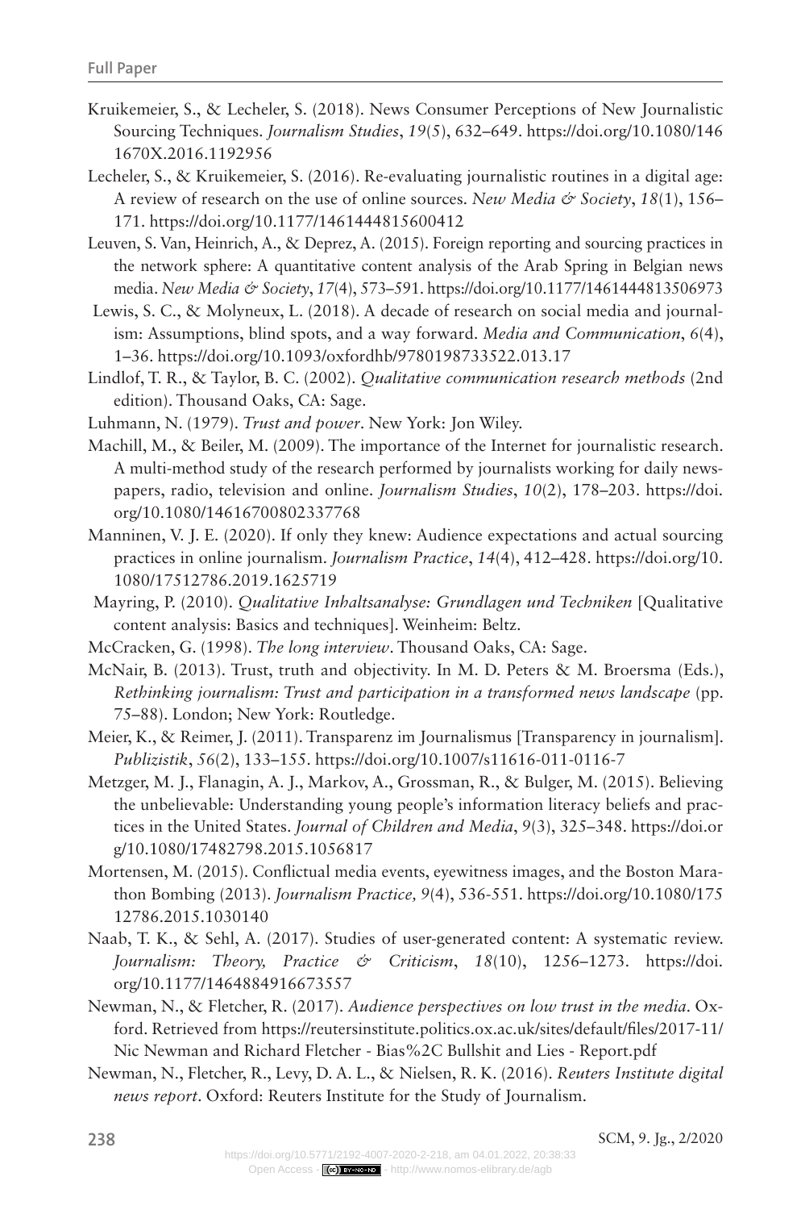Kruikemeier, S., & Lecheler, S. (2018). News Consumer Perceptions of New Journalistic Sourcing Techniques. *Journalism Studies*, *19*(5), 632–649. https://doi.org/10.1080/1461670X.2016.1192956

Lecheler, S., & Kruikemeier, S. (2016). Re-evaluating journalistic routines in a digital age: A review of research on the use of online sources. *New Media & Society*, *18*(1), 156–171. https://doi.org/10.1177/1461444815600412

Leuven, S. Van, Heinrich, A., & Deprez, A. (2015). Foreign reporting and sourcing practices in the network sphere: A quantitative content analysis of the Arab Spring in Belgian news media. *New Media & Society*, *17*(4), 573–591. https://doi.org/10.1177/1461444813506973

Lewis, S. C., & Molyneux, L. (2018). A decade of research on social media and journalism: Assumptions, blind spots, and a way forward. *Media and Communication*, *6*(4), 1–36. https://doi.org/10.1093/oxfordhb/9780198733522.013.17

Lindlof, T. R., & Taylor, B. C. (2002). *Qualitative communication research methods* (2nd edition). Thousand Oaks, CA: Sage.

Luhmann, N. (1979). *Trust and power*. New York: Jon Wiley.

Machill, M., & Beiler, M. (2009). The importance of the Internet for journalistic research. A multi-method study of the research performed by journalists working for daily newspapers, radio, television and online. *Journalism Studies*, *10*(2), 178–203. https://doi.org/10.1080/14616700802337768

Manninen, V. J. E. (2020). If only they knew: Audience expectations and actual sourcing practices in online journalism. *Journalism Practice*, *14*(4), 412–428. https://doi.org/10.1080/17512786.2019.1625719

Mayring, P. (2010). *Qualitative Inhaltsanalyse: Grundlagen und Techniken* [Qualitative content analysis: Basics and techniques]. Weinheim: Beltz.

McCracken, G. (1998). *The long interview*. Thousand Oaks, CA: Sage.

McNair, B. (2013). Trust, truth and objectivity. In M. D. Peters & M. Broersma (Eds.), *Rethinking journalism: Trust and participation in a transformed news landscape* (pp. 75–88). London; New York: Routledge.

Meier, K., & Reimer, J. (2011). Transparenz im Journalismus [Transparency in journalism]. *Publizistik*, *56*(2), 133–155. https://doi.org/10.1007/s11616-011-0116-7

Metzger, M. J., Flanagin, A. J., Markov, A., Grossman, R., & Bulger, M. (2015). Believing the unbelievable: Understanding young people's information literacy beliefs and practices in the United States. *Journal of Children and Media*, *9*(3), 325–348. https://doi.org/10.1080/17482798.2015.1056817

Mortensen, M. (2015). Conflictual media events, eyewitness images, and the Boston Marathon Bombing (2013). *Journalism Practice, 9*(4), 536-551. https://doi.org/10.1080/17512786.2015.1030140

Naab, T. K., & Sehl, A. (2017). Studies of user-generated content: A systematic review. *Journalism: Theory, Practice & Criticism*, *18*(10), 1256–1273. https://doi.org/10.1177/1464884916673557

Newman, N., & Fletcher, R. (2017). *Audience perspectives on low trust in the media*. Oxford. Retrieved from https://reutersinstitute.politics.ox.ac.uk/sites/default/files/2017-11/Nic Newman and Richard Fletcher - Bias%2C Bullshit and Lies - Report.pdf

Newman, N., Fletcher, R., Levy, D. A. L., & Nielsen, R. K. (2016). *Reuters Institute digital news report*. Oxford: Reuters Institute for the Study of Journalism.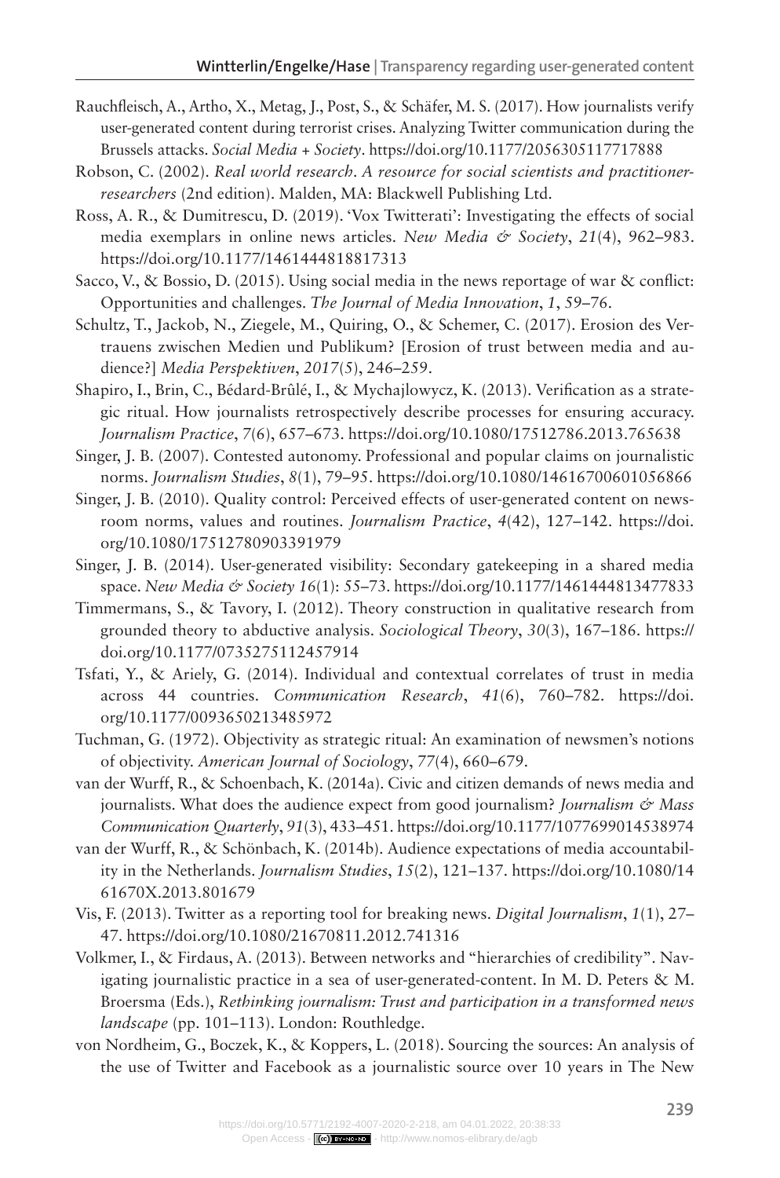Rauchfleisch, A., Artho, X., Metag, J., Post, S., & Schäfer, M. S. (2017). How journalists verify user-generated content during terrorist crises. Analyzing Twitter communication during the Brussels attacks. *Social Media + Society*. https://doi.org/10.1177/2056305117717888

Robson, C. (2002). *Real world research. A resource for social scientists and practitioner-researchers* (2nd edition). Malden, MA: Blackwell Publishing Ltd.

Ross, A. R., & Dumitrescu, D. (2019). 'Vox Twitterati': Investigating the effects of social media exemplars in online news articles. *New Media & Society*, *21*(4), 962–983. https://doi.org/10.1177/1461444818817313

Sacco, V., & Bossio, D. (2015). Using social media in the news reportage of war & conflict: Opportunities and challenges. *The Journal of Media Innovation*, *1*, 59–76.

Schultz, T., Jackob, N., Ziegele, M., Quiring, O., & Schemer, C. (2017). Erosion des Vertrauens zwischen Medien und Publikum? [Erosion of trust between media and audience?] *Media Perspektiven*, *2017*(5), 246–259.

Shapiro, I., Brin, C., Bédard-Brûlé, I., & Mychajlowycz, K. (2013). Verification as a strategic ritual. How journalists retrospectively describe processes for ensuring accuracy. *Journalism Practice*, *7*(6), 657–673. https://doi.org/10.1080/17512786.2013.765638

Singer, J. B. (2007). Contested autonomy. Professional and popular claims on journalistic norms. *Journalism Studies*, *8*(1), 79–95. https://doi.org/10.1080/14616700601056866

Singer, J. B. (2010). Quality control: Perceived effects of user-generated content on newsroom norms, values and routines. *Journalism Practice*, *4*(42), 127–142. https://doi.org/10.1080/17512780903391979

Singer, J. B. (2014). User-generated visibility: Secondary gatekeeping in a shared media space. *New Media & Society 16*(1): 55–73. https://doi.org/10.1177/1461444813477833

Timmermans, S., & Tavory, I. (2012). Theory construction in qualitative research from grounded theory to abductive analysis. *Sociological Theory*, *30*(3), 167–186. https://doi.org/10.1177/0735275112457914

Tsfati, Y., & Ariely, G. (2014). Individual and contextual correlates of trust in media across 44 countries. *Communication Research*, *41*(6), 760–782. https://doi.org/10.1177/0093650213485972

Tuchman, G. (1972). Objectivity as strategic ritual: An examination of newsmen's notions of objectivity. *American Journal of Sociology*, *77*(4), 660–679.

van der Wurff, R., & Schoenbach, K. (2014a). Civic and citizen demands of news media and journalists. What does the audience expect from good journalism? *Journalism & Mass Communication Quarterly*, *91*(3), 433–451. https://doi.org/10.1177/1077699014538974

van der Wurff, R., & Schönbach, K. (2014b). Audience expectations of media accountability in the Netherlands. *Journalism Studies*, *15*(2), 121–137. https://doi.org/10.1080/1461670X.2013.801679

Vis, F. (2013). Twitter as a reporting tool for breaking news. *Digital Journalism*, *1*(1), 27–47. https://doi.org/10.1080/21670811.2012.741316

Volkmer, I., & Firdaus, A. (2013). Between networks and "hierarchies of credibility". Navigating journalistic practice in a sea of user-generated-content. In M. D. Peters & M. Broersma (Eds.), *Rethinking journalism: Trust and participation in a transformed news landscape* (pp. 101–113). London: Routhledge.

von Nordheim, G., Boczek, K., & Koppers, L. (2018). Sourcing the sources: An analysis of the use of Twitter and Facebook as a journalistic source over 10 years in The New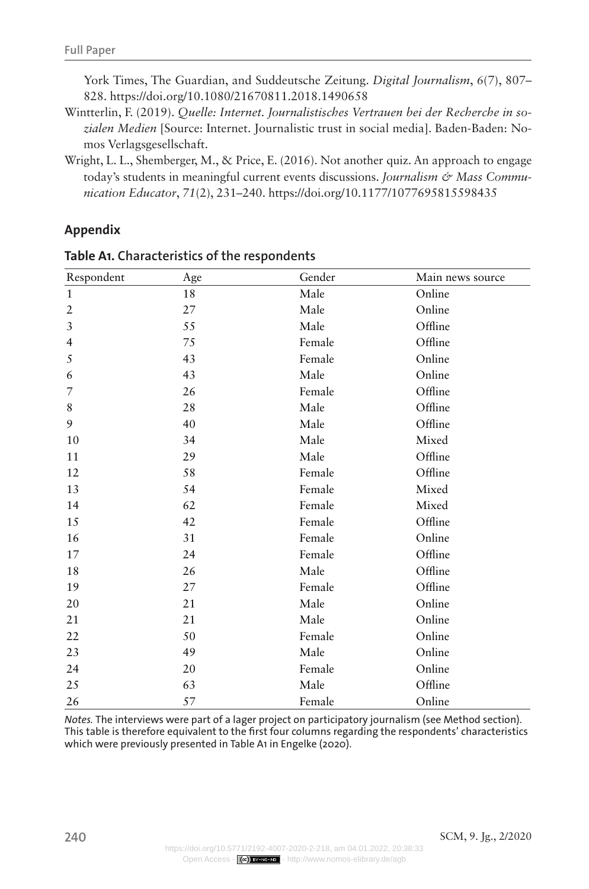York Times, The Guardian, and Suddeutsche Zeitung. *Digital Journalism*, *6*(7), 807–828. https://doi.org/10.1080/21670811.2018.1490658

Wintterlin, F. (2019). *Quelle: Internet. Journalistisches Vertrauen bei der Recherche in sozialen Medien* [Source: Internet. Journalistic trust in social media]. Baden-Baden: Nomos Verlagsgesellschaft.

Wright, L. L., Shemberger, M., & Price, E. (2016). Not another quiz. An approach to engage today's students in meaningful current events discussions. *Journalism & Mass Communication Educator*, *71*(2), 231–240. https://doi.org/10.1177/1077695815598435

## Appendix

**Table A1. Characteristics of the respondents**

| Respondent | Age | Gender | Main news source |
|---|---|---|---|
| 1 | 18 | Male | Online |
| 2 | 27 | Male | Online |
| 3 | 55 | Male | Offline |
| 4 | 75 | Female | Offline |
| 5 | 43 | Female | Online |
| 6 | 43 | Male | Online |
| 7 | 26 | Female | Offline |
| 8 | 28 | Male | Offline |
| 9 | 40 | Male | Offline |
| 10 | 34 | Male | Mixed |
| 11 | 29 | Male | Offline |
| 12 | 58 | Female | Offline |
| 13 | 54 | Female | Mixed |
| 14 | 62 | Female | Mixed |
| 15 | 42 | Female | Offline |
| 16 | 31 | Female | Online |
| 17 | 24 | Female | Offline |
| 18 | 26 | Male | Offline |
| 19 | 27 | Female | Offline |
| 20 | 21 | Male | Online |
| 21 | 21 | Male | Online |
| 22 | 50 | Female | Online |
| 23 | 49 | Male | Online |
| 24 | 20 | Female | Online |
| 25 | 63 | Male | Offline |
| 26 | 57 | Female | Online |

*Notes.* The interviews were part of a lager project on participatory journalism (see Method section). This table is therefore equivalent to the first four columns regarding the respondents' characteristics which were previously presented in Table A1 in Engelke (2020).